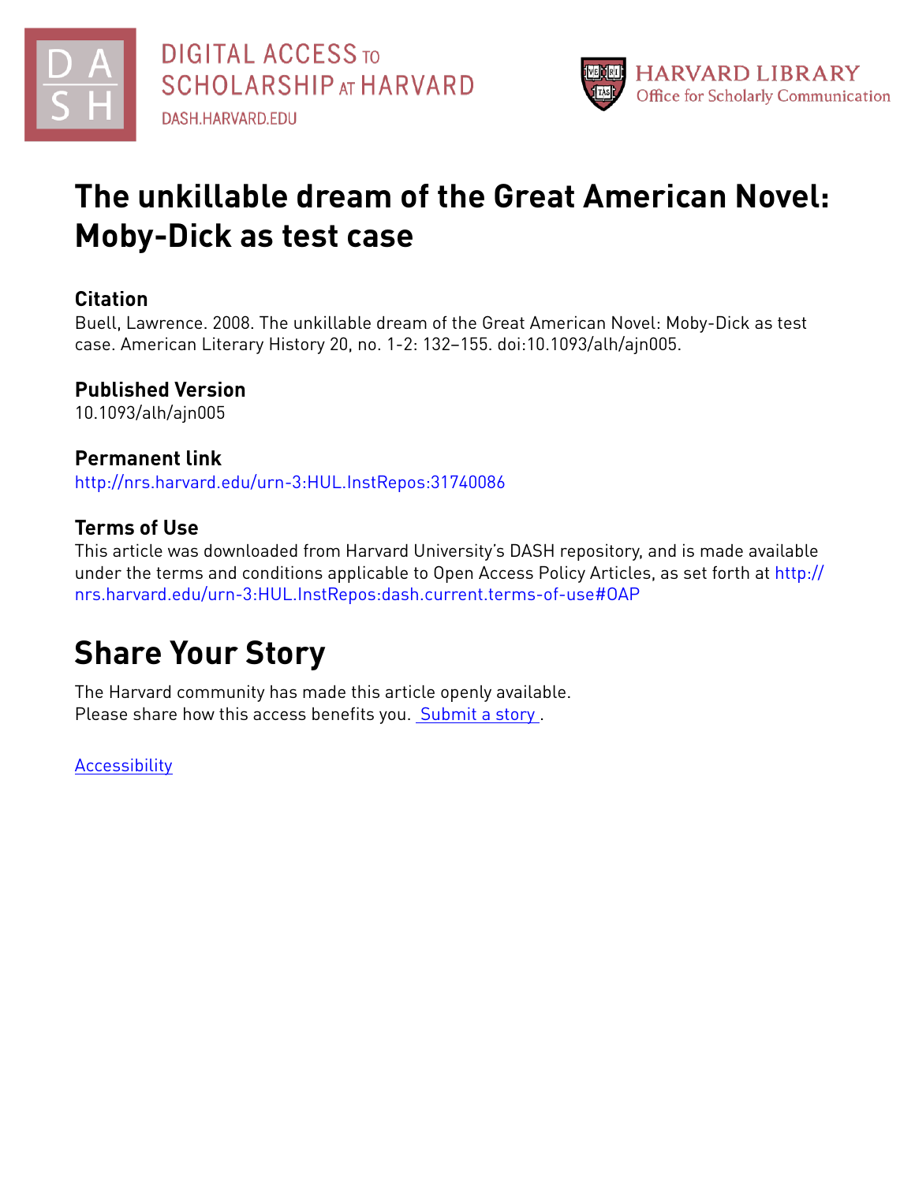DIGITAL ACCESS TO SCHOLARSHIP AT HARVARD
DASH.HARVARD.EDU

HARVARD LIBRARY
Office for Scholarly Communication

# The unkillable dream of the Great American Novel: Moby-Dick as test case

## Citation

Buell, Lawrence. 2008. The unkillable dream of the Great American Novel: Moby-Dick as test case. American Literary History 20, no. 1-2: 132–155. doi:10.1093/alh/ajn005.

## Published Version

10.1093/alh/ajn005

## Permanent link

http://nrs.harvard.edu/urn-3:HUL.InstRepos:31740086

## Terms of Use

This article was downloaded from Harvard University's DASH repository, and is made available under the terms and conditions applicable to Open Access Policy Articles, as set forth at http://nrs.harvard.edu/urn-3:HUL.InstRepos:dash.current.terms-of-use#OAP

# Share Your Story

The Harvard community has made this article openly available.
Please share how this access benefits you. Submit a story .

Accessibility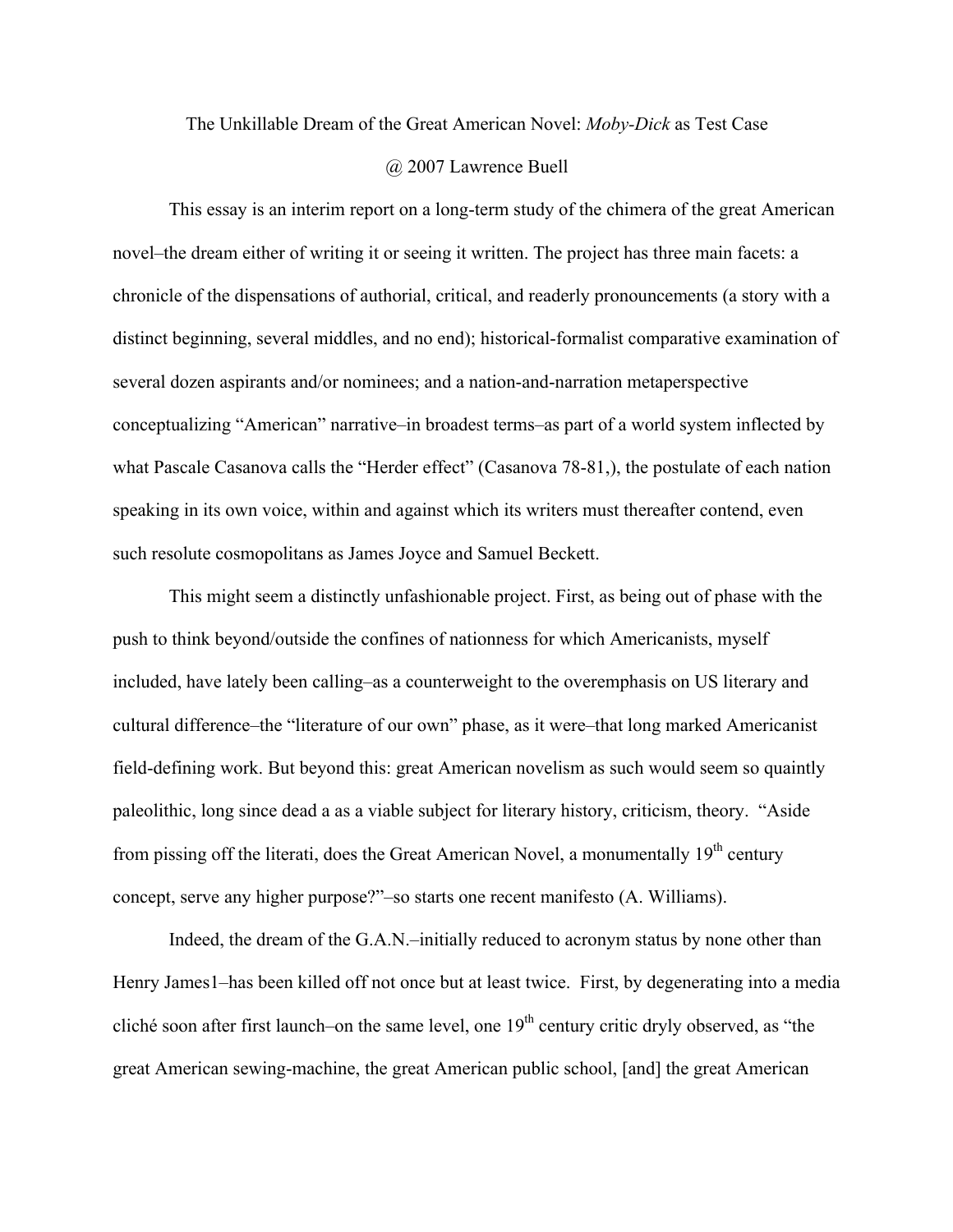The Unkillable Dream of the Great American Novel: *Moby-Dick* as Test Case

@ 2007 Lawrence Buell

This essay is an interim report on a long-term study of the chimera of the great American novel–the dream either of writing it or seeing it written. The project has three main facets: a chronicle of the dispensations of authorial, critical, and readerly pronouncements (a story with a distinct beginning, several middles, and no end); historical-formalist comparative examination of several dozen aspirants and/or nominees; and a nation-and-narration metaperspective conceptualizing "American" narrative–in broadest terms–as part of a world system inflected by what Pascale Casanova calls the "Herder effect" (Casanova 78-81,), the postulate of each nation speaking in its own voice, within and against which its writers must thereafter contend, even such resolute cosmopolitans as James Joyce and Samuel Beckett.

This might seem a distinctly unfashionable project. First, as being out of phase with the push to think beyond/outside the confines of nationness for which Americanists, myself included, have lately been calling–as a counterweight to the overemphasis on US literary and cultural difference–the "literature of our own" phase, as it were–that long marked Americanist field-defining work. But beyond this: great American novelism as such would seem so quaintly paleolithic, long since dead a as a viable subject for literary history, criticism, theory. "Aside from pissing off the literati, does the Great American Novel, a monumentally 19th century concept, serve any higher purpose?"–so starts one recent manifesto (A. Williams).

Indeed, the dream of the G.A.N.–initially reduced to acronym status by none other than Henry James[1]–has been killed off not once but at least twice. First, by degenerating into a media cliché soon after first launch–on the same level, one 19th century critic dryly observed, as "the great American sewing-machine, the great American public school, [and] the great American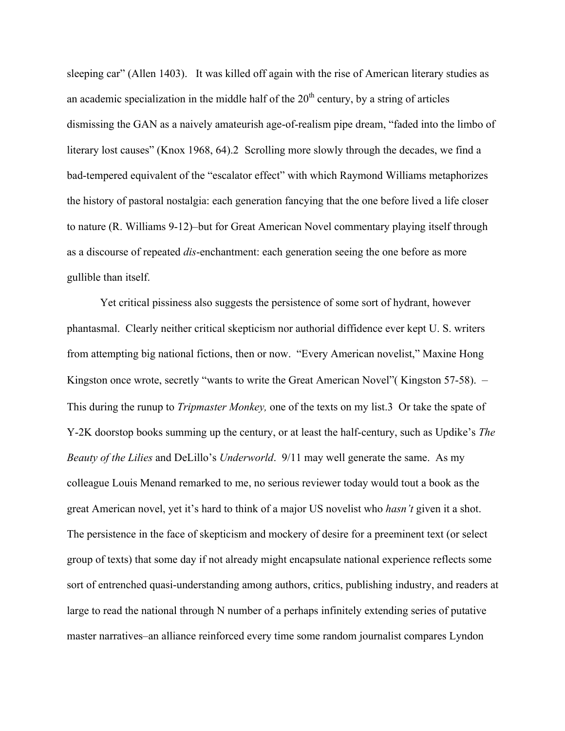sleeping car" (Allen 1403). It was killed off again with the rise of American literary studies as an academic specialization in the middle half of the 20th century, by a string of articles dismissing the GAN as a naively amateurish age-of-realism pipe dream, "faded into the limbo of literary lost causes" (Knox 1968, 64).2 Scrolling more slowly through the decades, we find a bad-tempered equivalent of the "escalator effect" with which Raymond Williams metaphorizes the history of pastoral nostalgia: each generation fancying that the one before lived a life closer to nature (R. Williams 9-12)–but for Great American Novel commentary playing itself through as a discourse of repeated *dis*-enchantment: each generation seeing the one before as more gullible than itself.

Yet critical pissiness also suggests the persistence of some sort of hydrant, however phantasmal. Clearly neither critical skepticism nor authorial diffidence ever kept U. S. writers from attempting big national fictions, then or now. "Every American novelist," Maxine Hong Kingston once wrote, secretly "wants to write the Great American Novel"( Kingston 57-58). – This during the runup to *Tripmaster Monkey,* one of the texts on my list.3 Or take the spate of Y-2K doorstop books summing up the century, or at least the half-century, such as Updike's *The Beauty of the Lilies* and DeLillo's *Underworld*. 9/11 may well generate the same. As my colleague Louis Menand remarked to me, no serious reviewer today would tout a book as the great American novel, yet it's hard to think of a major US novelist who *hasn't* given it a shot. The persistence in the face of skepticism and mockery of desire for a preeminent text (or select group of texts) that some day if not already might encapsulate national experience reflects some sort of entrenched quasi-understanding among authors, critics, publishing industry, and readers at large to read the national through N number of a perhaps infinitely extending series of putative master narratives–an alliance reinforced every time some random journalist compares Lyndon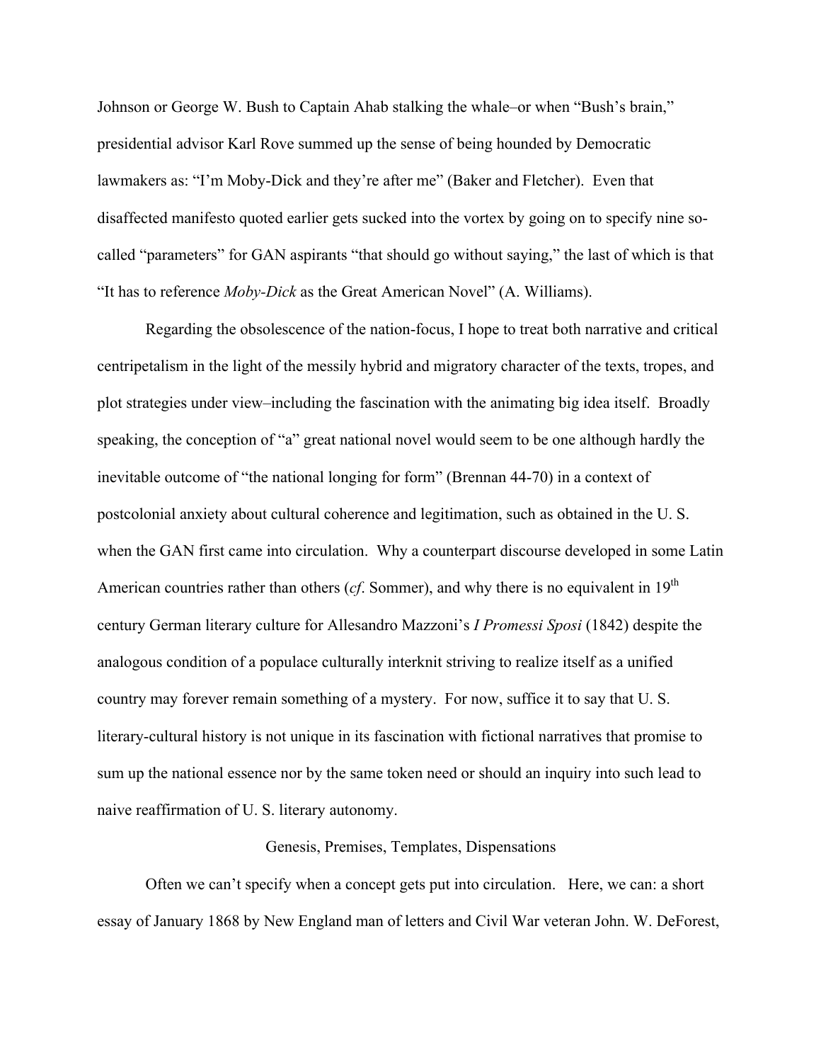Johnson or George W. Bush to Captain Ahab stalking the whale–or when "Bush's brain," presidential advisor Karl Rove summed up the sense of being hounded by Democratic lawmakers as: "I'm Moby-Dick and they're after me" (Baker and Fletcher). Even that disaffected manifesto quoted earlier gets sucked into the vortex by going on to specify nine so-called "parameters" for GAN aspirants "that should go without saying," the last of which is that "It has to reference *Moby-Dick* as the Great American Novel" (A. Williams).

Regarding the obsolescence of the nation-focus, I hope to treat both narrative and critical centripetalism in the light of the messily hybrid and migratory character of the texts, tropes, and plot strategies under view–including the fascination with the animating big idea itself. Broadly speaking, the conception of "a" great national novel would seem to be one although hardly the inevitable outcome of "the national longing for form" (Brennan 44-70) in a context of postcolonial anxiety about cultural coherence and legitimation, such as obtained in the U. S. when the GAN first came into circulation. Why a counterpart discourse developed in some Latin American countries rather than others (*cf*. Sommer), and why there is no equivalent in 19th century German literary culture for Allesandro Mazzoni's *I Promessi Sposi* (1842) despite the analogous condition of a populace culturally interknit striving to realize itself as a unified country may forever remain something of a mystery. For now, suffice it to say that U. S. literary-cultural history is not unique in its fascination with fictional narratives that promise to sum up the national essence nor by the same token need or should an inquiry into such lead to naive reaffirmation of U. S. literary autonomy.

## Genesis, Premises, Templates, Dispensations

Often we can't specify when a concept gets put into circulation. Here, we can: a short essay of January 1868 by New England man of letters and Civil War veteran John. W. DeForest,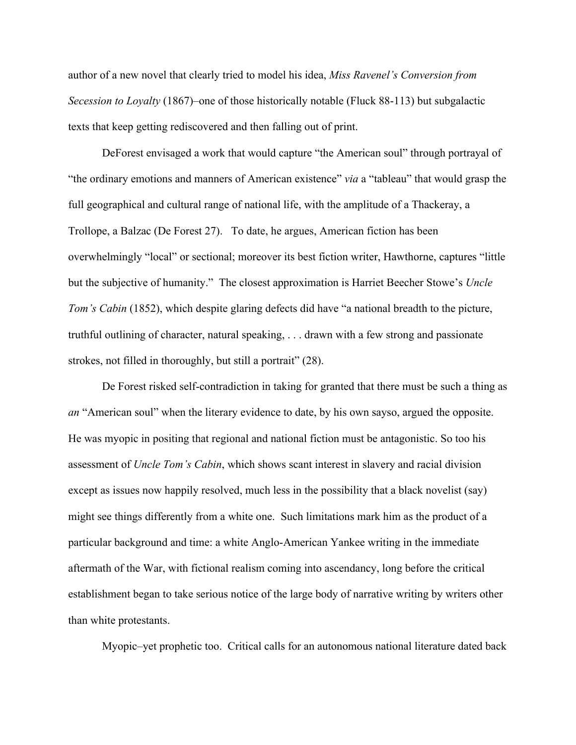author of a new novel that clearly tried to model his idea, *Miss Ravenel's Conversion from Secession to Loyalty* (1867)–one of those historically notable (Fluck 88-113) but subgalactic texts that keep getting rediscovered and then falling out of print.

DeForest envisaged a work that would capture "the American soul" through portrayal of "the ordinary emotions and manners of American existence" *via* a "tableau" that would grasp the full geographical and cultural range of national life, with the amplitude of a Thackeray, a Trollope, a Balzac (De Forest 27). To date, he argues, American fiction has been overwhelmingly "local" or sectional; moreover its best fiction writer, Hawthorne, captures "little but the subjective of humanity." The closest approximation is Harriet Beecher Stowe's *Uncle Tom's Cabin* (1852), which despite glaring defects did have "a national breadth to the picture, truthful outlining of character, natural speaking, . . . drawn with a few strong and passionate strokes, not filled in thoroughly, but still a portrait" (28).

De Forest risked self-contradiction in taking for granted that there must be such a thing as *an* "American soul" when the literary evidence to date, by his own sayso, argued the opposite. He was myopic in positing that regional and national fiction must be antagonistic. So too his assessment of *Uncle Tom's Cabin*, which shows scant interest in slavery and racial division except as issues now happily resolved, much less in the possibility that a black novelist (say) might see things differently from a white one. Such limitations mark him as the product of a particular background and time: a white Anglo-American Yankee writing in the immediate aftermath of the War, with fictional realism coming into ascendancy, long before the critical establishment began to take serious notice of the large body of narrative writing by writers other than white protestants.

Myopic–yet prophetic too. Critical calls for an autonomous national literature dated back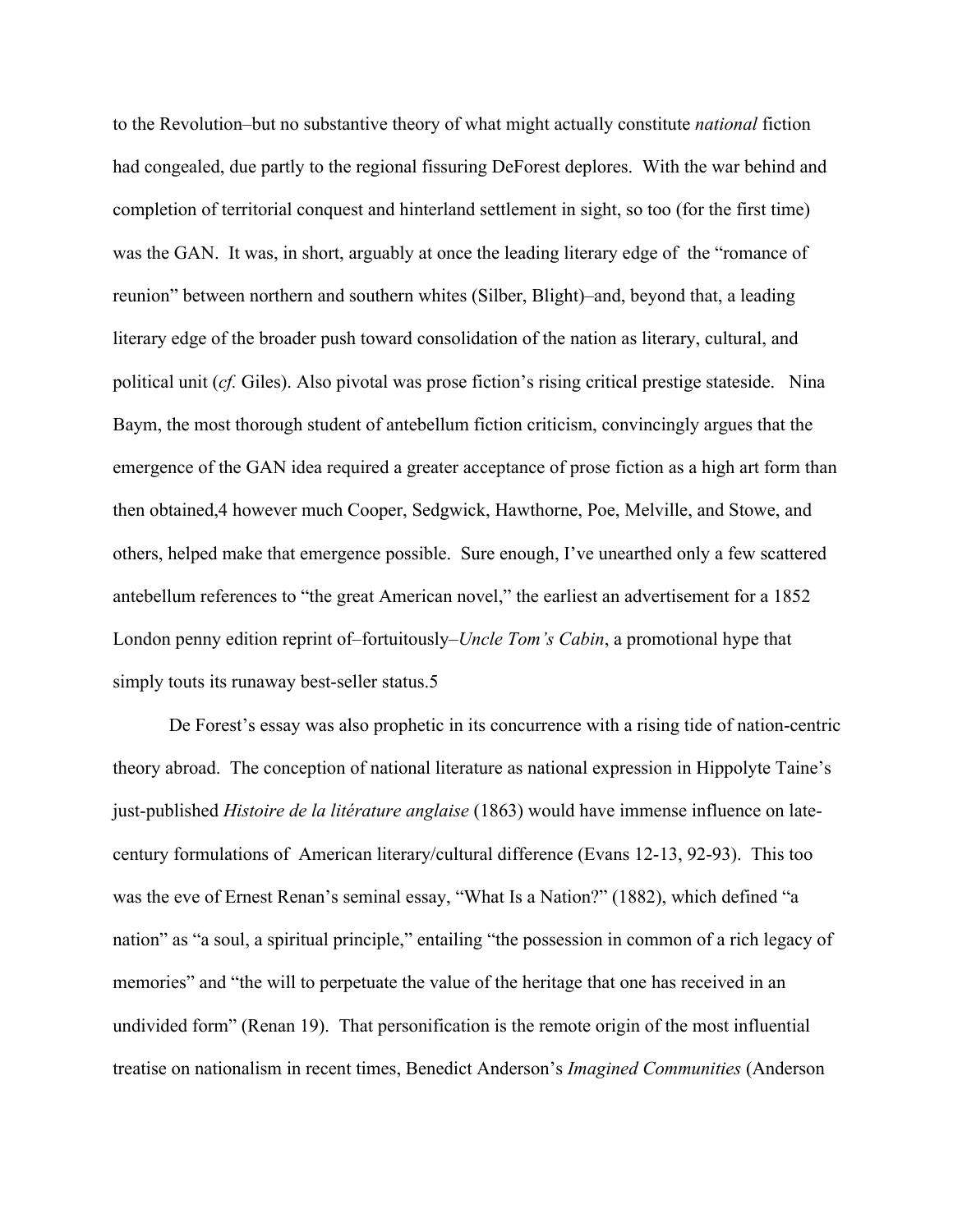to the Revolution–but no substantive theory of what might actually constitute *national* fiction had congealed, due partly to the regional fissuring DeForest deplores. With the war behind and completion of territorial conquest and hinterland settlement in sight, so too (for the first time) was the GAN. It was, in short, arguably at once the leading literary edge of the "romance of reunion" between northern and southern whites (Silber, Blight)–and, beyond that, a leading literary edge of the broader push toward consolidation of the nation as literary, cultural, and political unit (*cf.* Giles). Also pivotal was prose fiction's rising critical prestige stateside. Nina Baym, the most thorough student of antebellum fiction criticism, convincingly argues that the emergence of the GAN idea required a greater acceptance of prose fiction as a high art form than then obtained,4 however much Cooper, Sedgwick, Hawthorne, Poe, Melville, and Stowe, and others, helped make that emergence possible. Sure enough, I've unearthed only a few scattered antebellum references to "the great American novel," the earliest an advertisement for a 1852 London penny edition reprint of–fortuitously–*Uncle Tom's Cabin*, a promotional hype that simply touts its runaway best-seller status.5

De Forest's essay was also prophetic in its concurrence with a rising tide of nation-centric theory abroad. The conception of national literature as national expression in Hippolyte Taine's just-published *Histoire de la litérature anglaise* (1863) would have immense influence on late-century formulations of American literary/cultural difference (Evans 12-13, 92-93). This too was the eve of Ernest Renan's seminal essay, "What Is a Nation?" (1882), which defined "a nation" as "a soul, a spiritual principle," entailing "the possession in common of a rich legacy of memories" and "the will to perpetuate the value of the heritage that one has received in an undivided form" (Renan 19). That personification is the remote origin of the most influential treatise on nationalism in recent times, Benedict Anderson's *Imagined Communities* (Anderson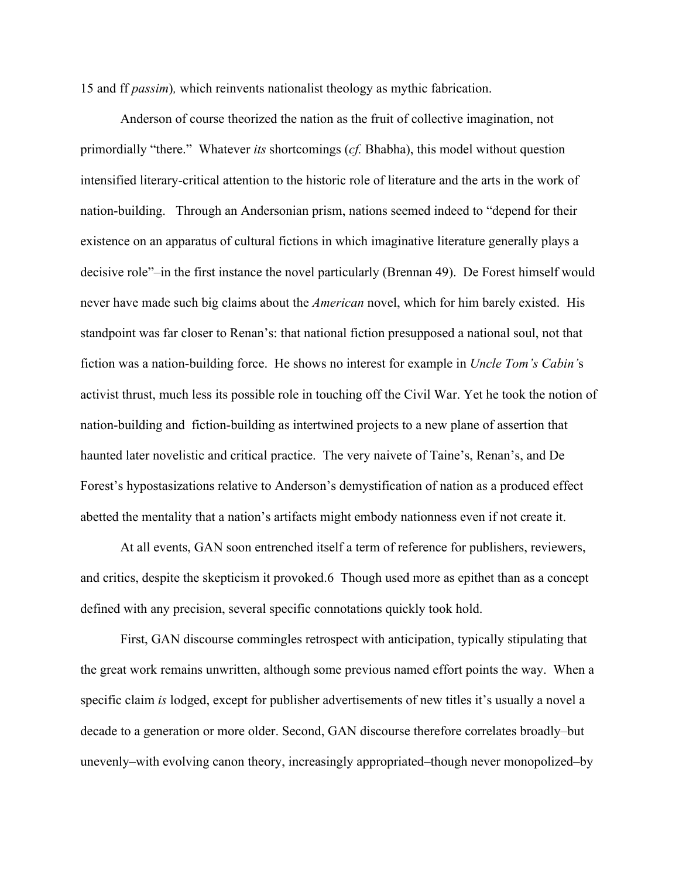15 and ff *passim*)*,* which reinvents nationalist theology as mythic fabrication.

Anderson of course theorized the nation as the fruit of collective imagination, not primordially "there." Whatever *its* shortcomings (*cf.* Bhabha), this model without question intensified literary-critical attention to the historic role of literature and the arts in the work of nation-building. Through an Andersonian prism, nations seemed indeed to "depend for their existence on an apparatus of cultural fictions in which imaginative literature generally plays a decisive role"–in the first instance the novel particularly (Brennan 49). De Forest himself would never have made such big claims about the *American* novel, which for him barely existed. His standpoint was far closer to Renan's: that national fiction presupposed a national soul, not that fiction was a nation-building force. He shows no interest for example in *Uncle Tom's Cabin'*s activist thrust, much less its possible role in touching off the Civil War. Yet he took the notion of nation-building and fiction-building as intertwined projects to a new plane of assertion that haunted later novelistic and critical practice. The very naivete of Taine's, Renan's, and De Forest's hypostasizations relative to Anderson's demystification of nation as a produced effect abetted the mentality that a nation's artifacts might embody nationness even if not create it.

At all events, GAN soon entrenched itself a term of reference for publishers, reviewers, and critics, despite the skepticism it provoked.6 Though used more as epithet than as a concept defined with any precision, several specific connotations quickly took hold.

First, GAN discourse commingles retrospect with anticipation, typically stipulating that the great work remains unwritten, although some previous named effort points the way. When a specific claim *is* lodged, except for publisher advertisements of new titles it's usually a novel a decade to a generation or more older. Second, GAN discourse therefore correlates broadly–but unevenly–with evolving canon theory, increasingly appropriated–though never monopolized–by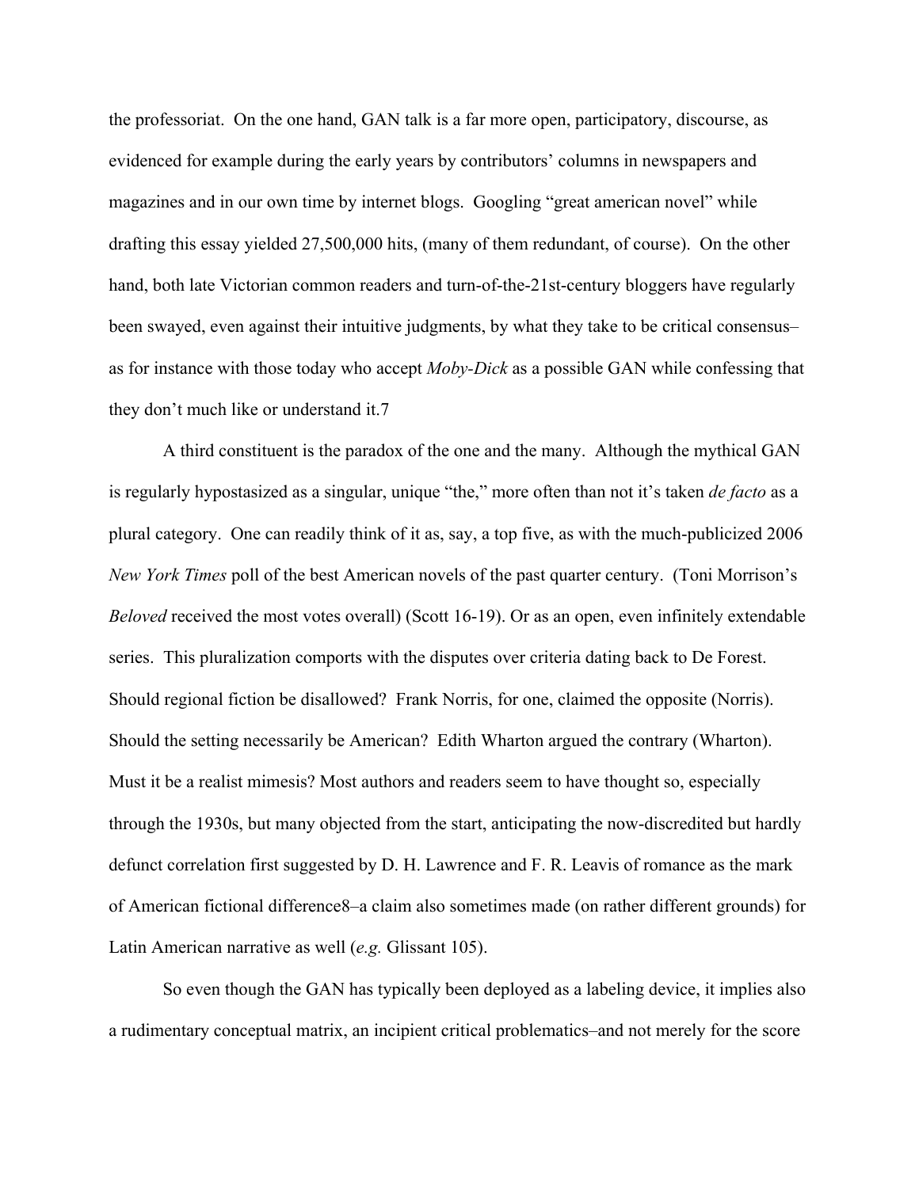the professoriat. On the one hand, GAN talk is a far more open, participatory, discourse, as evidenced for example during the early years by contributors' columns in newspapers and magazines and in our own time by internet blogs. Googling "great american novel" while drafting this essay yielded 27,500,000 hits, (many of them redundant, of course). On the other hand, both late Victorian common readers and turn-of-the-21st-century bloggers have regularly been swayed, even against their intuitive judgments, by what they take to be critical consensus–as for instance with those today who accept *Moby-Dick* as a possible GAN while confessing that they don't much like or understand it.[7]

A third constituent is the paradox of the one and the many. Although the mythical GAN is regularly hypostasized as a singular, unique "the," more often than not it's taken *de facto* as a plural category. One can readily think of it as, say, a top five, as with the much-publicized 2006 *New York Times* poll of the best American novels of the past quarter century. (Toni Morrison's *Beloved* received the most votes overall) (Scott 16-19). Or as an open, even infinitely extendable series. This pluralization comports with the disputes over criteria dating back to De Forest. Should regional fiction be disallowed? Frank Norris, for one, claimed the opposite (Norris). Should the setting necessarily be American? Edith Wharton argued the contrary (Wharton). Must it be a realist mimesis? Most authors and readers seem to have thought so, especially through the 1930s, but many objected from the start, anticipating the now-discredited but hardly defunct correlation first suggested by D. H. Lawrence and F. R. Leavis of romance as the mark of American fictional difference[8]–a claim also sometimes made (on rather different grounds) for Latin American narrative as well (*e.g.* Glissant 105).

So even though the GAN has typically been deployed as a labeling device, it implies also a rudimentary conceptual matrix, an incipient critical problematics–and not merely for the score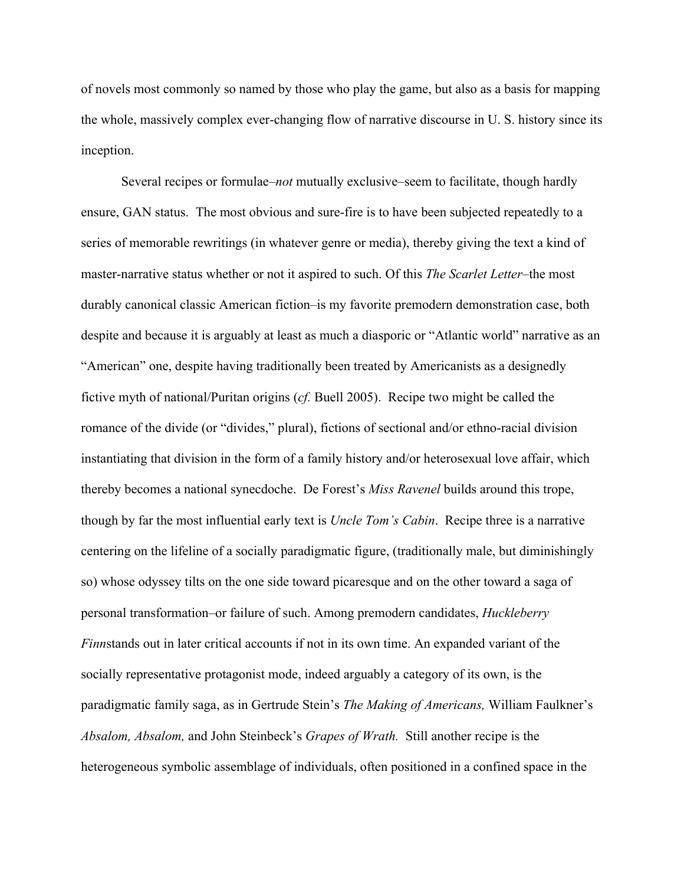of novels most commonly so named by those who play the game, but also as a basis for mapping the whole, massively complex ever-changing flow of narrative discourse in U. S. history since its inception.

Several recipes or formulae–*not* mutually exclusive–seem to facilitate, though hardly ensure, GAN status. The most obvious and sure-fire is to have been subjected repeatedly to a series of memorable rewritings (in whatever genre or media), thereby giving the text a kind of master-narrative status whether or not it aspired to such. Of this *The Scarlet Letter*–the most durably canonical classic American fiction–is my favorite premodern demonstration case, both despite and because it is arguably at least as much a diasporic or "Atlantic world" narrative as an "American" one, despite having traditionally been treated by Americanists as a designedly fictive myth of national/Puritan origins (*cf.* Buell 2005). Recipe two might be called the romance of the divide (or "divides," plural), fictions of sectional and/or ethno-racial division instantiating that division in the form of a family history and/or heterosexual love affair, which thereby becomes a national synecdoche. De Forest's *Miss Ravenel* builds around this trope, though by far the most influential early text is *Uncle Tom's Cabin*. Recipe three is a narrative centering on the lifeline of a socially paradigmatic figure, (traditionally male, but diminishingly so) whose odyssey tilts on the one side toward picaresque and on the other toward a saga of personal transformation–or failure of such. Among premodern candidates, *Huckleberry Finn*stands out in later critical accounts if not in its own time. An expanded variant of the socially representative protagonist mode, indeed arguably a category of its own, is the paradigmatic family saga, as in Gertrude Stein's *The Making of Americans,* William Faulkner's *Absalom, Absalom,* and John Steinbeck's *Grapes of Wrath.* Still another recipe is the heterogeneous symbolic assemblage of individuals, often positioned in a confined space in the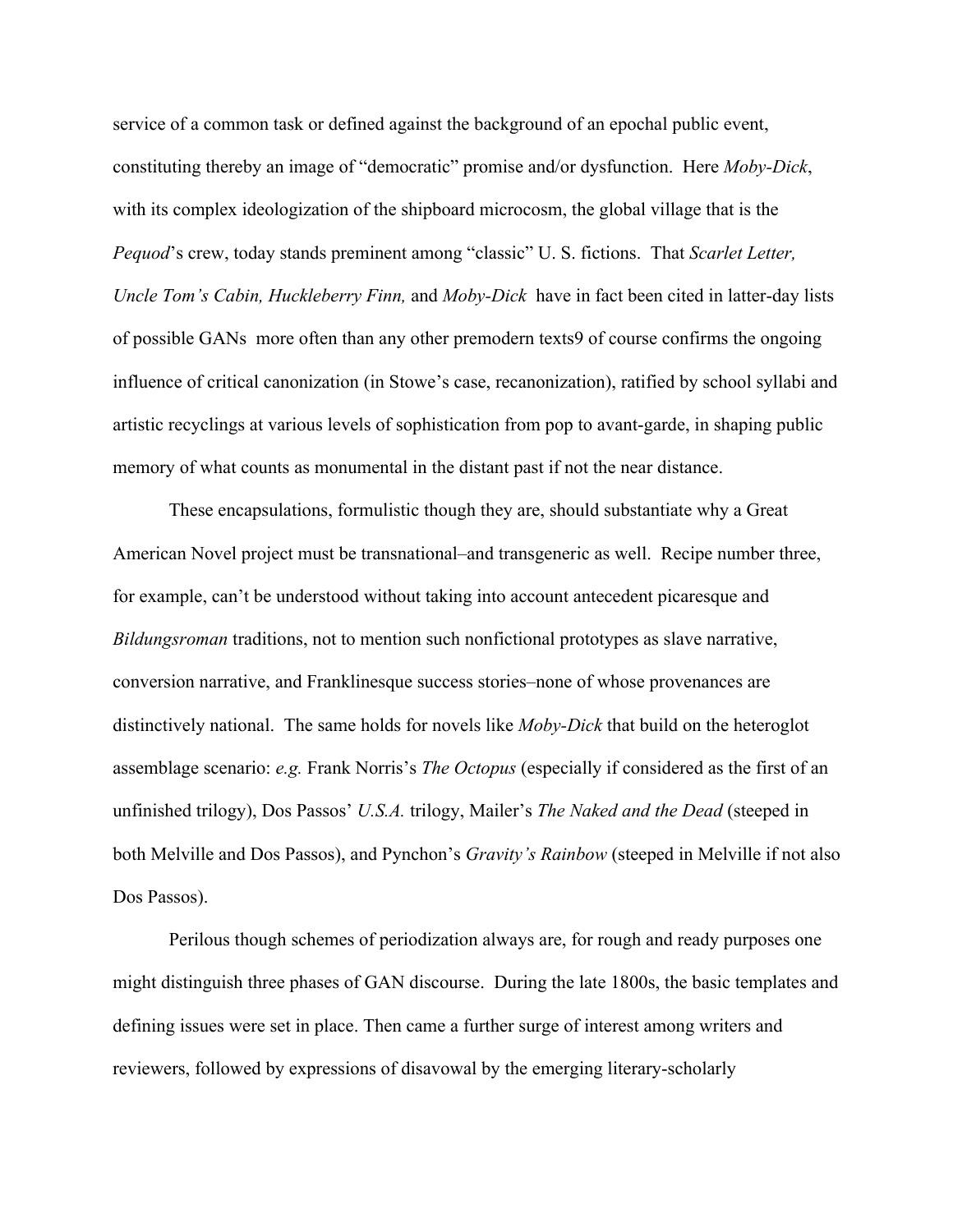service of a common task or defined against the background of an epochal public event, constituting thereby an image of "democratic" promise and/or dysfunction. Here *Moby-Dick*, with its complex ideologization of the shipboard microcosm, the global village that is the *Pequod*'s crew, today stands preminent among "classic" U. S. fictions. That *Scarlet Letter, Uncle Tom's Cabin, Huckleberry Finn,* and *Moby-Dick* have in fact been cited in latter-day lists of possible GANs more often than any other premodern texts[9] of course confirms the ongoing influence of critical canonization (in Stowe's case, recanonization), ratified by school syllabi and artistic recyclings at various levels of sophistication from pop to avant-garde, in shaping public memory of what counts as monumental in the distant past if not the near distance.

These encapsulations, formulistic though they are, should substantiate why a Great American Novel project must be transnational–and transgeneric as well. Recipe number three, for example, can't be understood without taking into account antecedent picaresque and *Bildungsroman* traditions, not to mention such nonfictional prototypes as slave narrative, conversion narrative, and Franklinesque success stories–none of whose provenances are distinctively national. The same holds for novels like *Moby-Dick* that build on the heteroglot assemblage scenario: *e.g.* Frank Norris's *The Octopus* (especially if considered as the first of an unfinished trilogy), Dos Passos' *U.S.A.* trilogy, Mailer's *The Naked and the Dead* (steeped in both Melville and Dos Passos), and Pynchon's *Gravity's Rainbow* (steeped in Melville if not also Dos Passos).

Perilous though schemes of periodization always are, for rough and ready purposes one might distinguish three phases of GAN discourse. During the late 1800s, the basic templates and defining issues were set in place. Then came a further surge of interest among writers and reviewers, followed by expressions of disavowal by the emerging literary-scholarly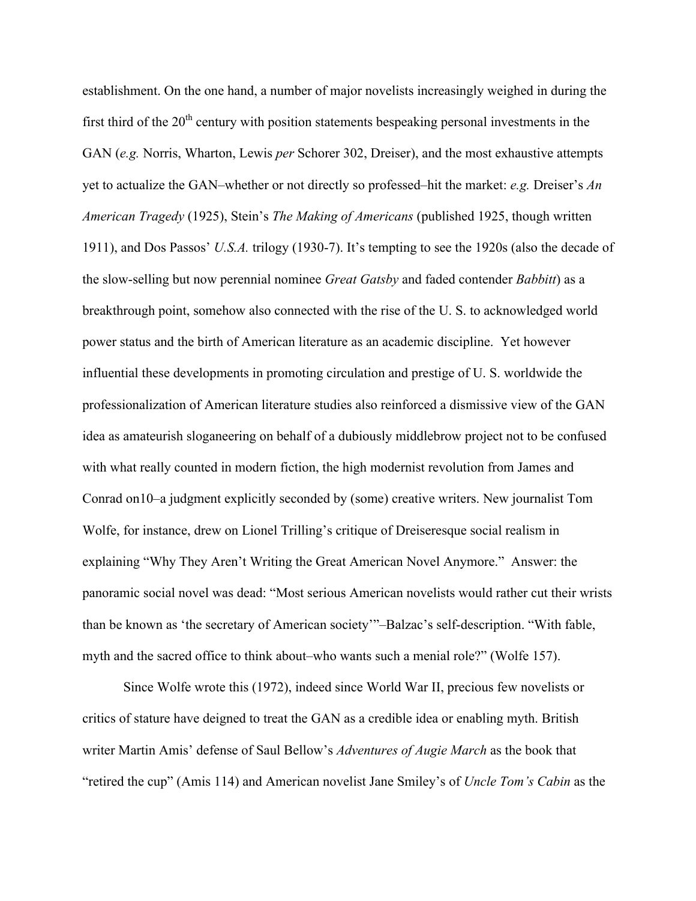establishment. On the one hand, a number of major novelists increasingly weighed in during the first third of the 20th century with position statements bespeaking personal investments in the GAN (*e.g.* Norris, Wharton, Lewis *per* Schorer 302, Dreiser), and the most exhaustive attempts yet to actualize the GAN–whether or not directly so professed–hit the market: *e.g.* Dreiser's *An American Tragedy* (1925), Stein's *The Making of Americans* (published 1925, though written 1911), and Dos Passos' *U.S.A.* trilogy (1930-7). It's tempting to see the 1920s (also the decade of the slow-selling but now perennial nominee *Great Gatsby* and faded contender *Babbitt*) as a breakthrough point, somehow also connected with the rise of the U. S. to acknowledged world power status and the birth of American literature as an academic discipline. Yet however influential these developments in promoting circulation and prestige of U. S. worldwide the professionalization of American literature studies also reinforced a dismissive view of the GAN idea as amateurish sloganeering on behalf of a dubiously middlebrow project not to be confused with what really counted in modern fiction, the high modernist revolution from James and Conrad on10–a judgment explicitly seconded by (some) creative writers. New journalist Tom Wolfe, for instance, drew on Lionel Trilling's critique of Dreiseresque social realism in explaining "Why They Aren't Writing the Great American Novel Anymore." Answer: the panoramic social novel was dead: "Most serious American novelists would rather cut their wrists than be known as 'the secretary of American society'"–Balzac's self-description. "With fable, myth and the sacred office to think about–who wants such a menial role?" (Wolfe 157).

Since Wolfe wrote this (1972), indeed since World War II, precious few novelists or critics of stature have deigned to treat the GAN as a credible idea or enabling myth. British writer Martin Amis' defense of Saul Bellow's *Adventures of Augie March* as the book that "retired the cup" (Amis 114) and American novelist Jane Smiley's of *Uncle Tom's Cabin* as the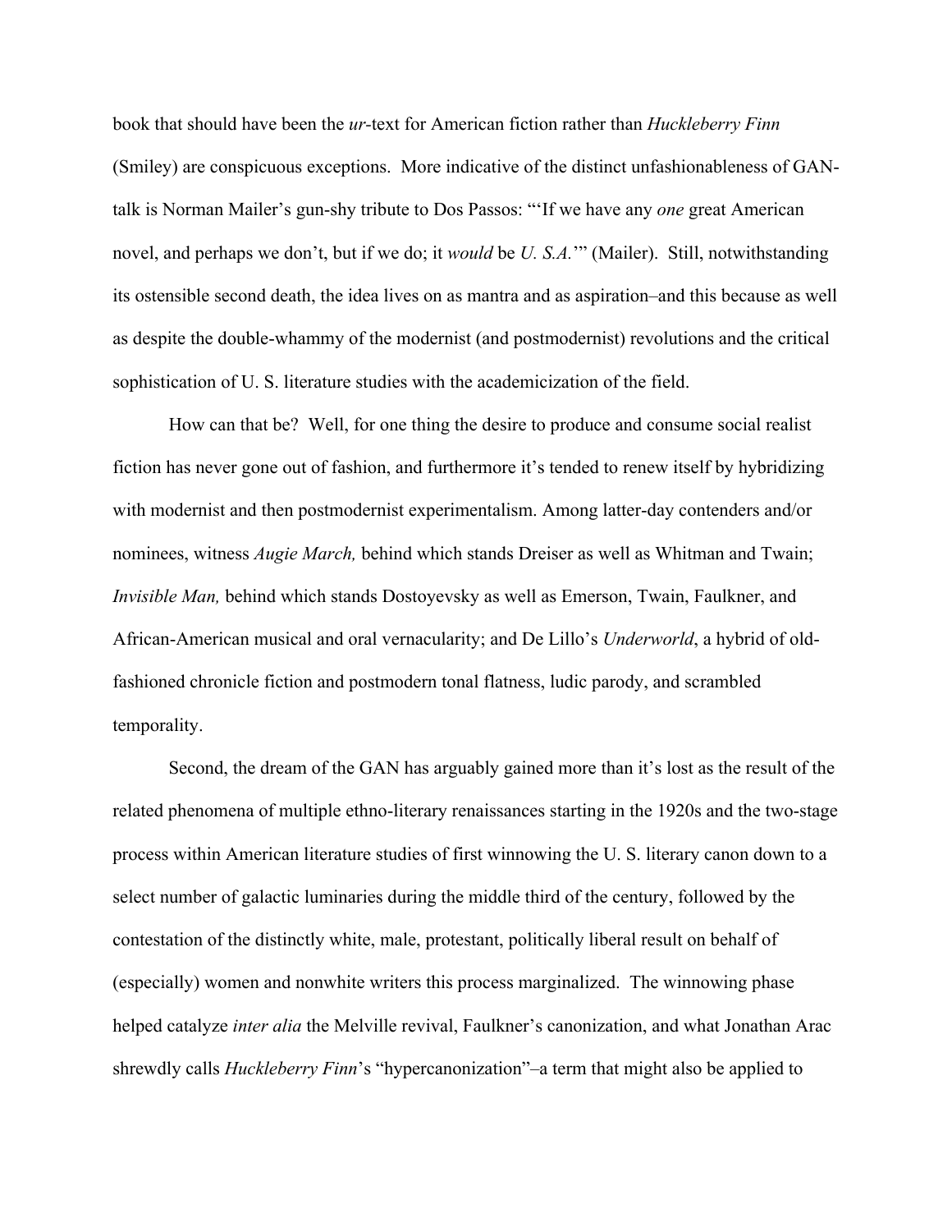book that should have been the *ur*-text for American fiction rather than *Huckleberry Finn* (Smiley) are conspicuous exceptions. More indicative of the distinct unfashionableness of GAN-talk is Norman Mailer's gun-shy tribute to Dos Passos: "'If we have any *one* great American novel, and perhaps we don't, but if we do; it *would* be *U. S.A.*'" (Mailer). Still, notwithstanding its ostensible second death, the idea lives on as mantra and as aspiration–and this because as well as despite the double-whammy of the modernist (and postmodernist) revolutions and the critical sophistication of U. S. literature studies with the academicization of the field.

How can that be? Well, for one thing the desire to produce and consume social realist fiction has never gone out of fashion, and furthermore it's tended to renew itself by hybridizing with modernist and then postmodernist experimentalism. Among latter-day contenders and/or nominees, witness *Augie March,* behind which stands Dreiser as well as Whitman and Twain; *Invisible Man,* behind which stands Dostoyevsky as well as Emerson, Twain, Faulkner, and African-American musical and oral vernacularity; and De Lillo's *Underworld*, a hybrid of old-fashioned chronicle fiction and postmodern tonal flatness, ludic parody, and scrambled temporality.

Second, the dream of the GAN has arguably gained more than it's lost as the result of the related phenomena of multiple ethno-literary renaissances starting in the 1920s and the two-stage process within American literature studies of first winnowing the U. S. literary canon down to a select number of galactic luminaries during the middle third of the century, followed by the contestation of the distinctly white, male, protestant, politically liberal result on behalf of (especially) women and nonwhite writers this process marginalized. The winnowing phase helped catalyze *inter alia* the Melville revival, Faulkner's canonization, and what Jonathan Arac shrewdly calls *Huckleberry Finn*'s "hypercanonization"–a term that might also be applied to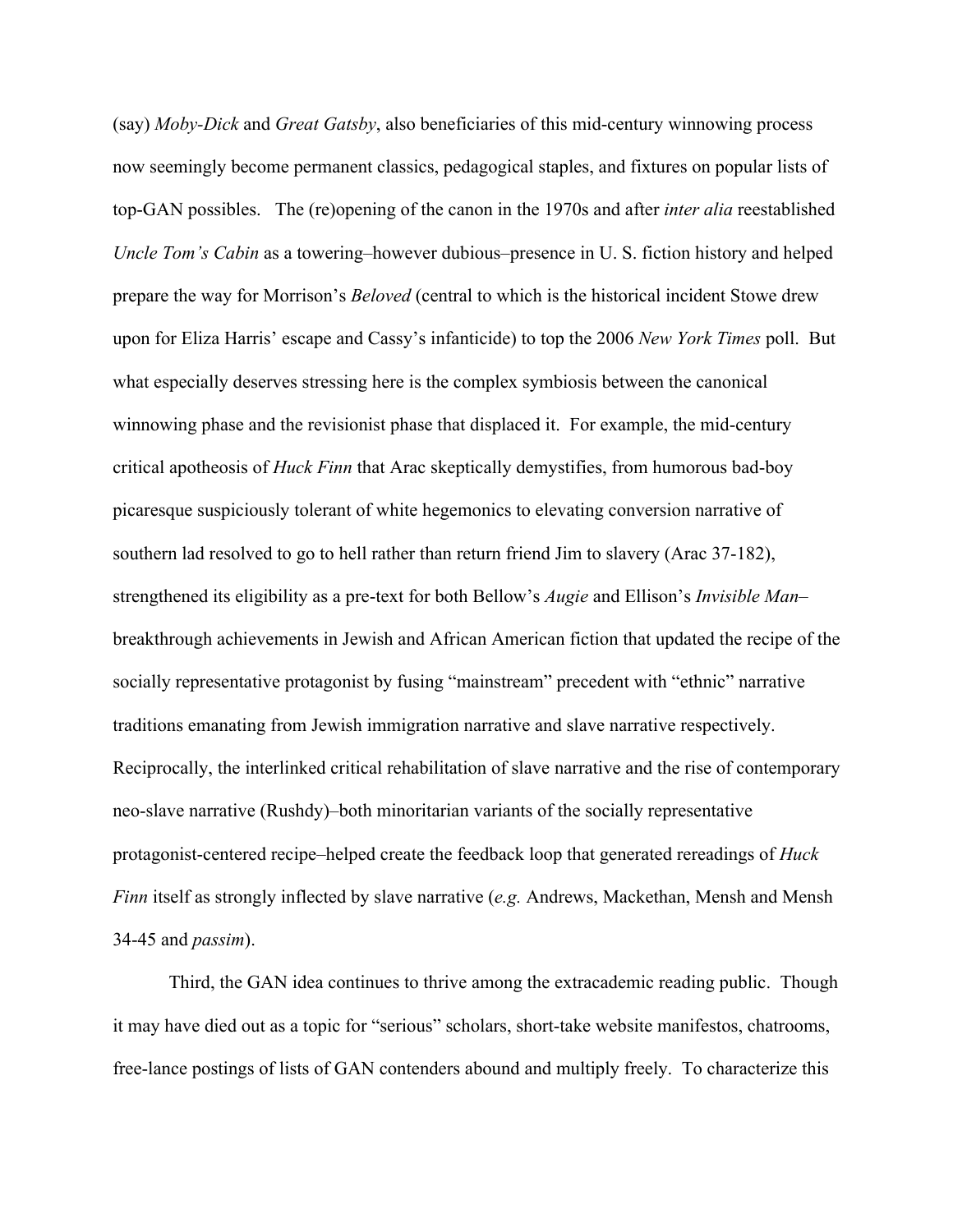(say) *Moby-Dick* and *Great Gatsby*, also beneficiaries of this mid-century winnowing process now seemingly become permanent classics, pedagogical staples, and fixtures on popular lists of top-GAN possibles. The (re)opening of the canon in the 1970s and after *inter alia* reestablished *Uncle Tom's Cabin* as a towering–however dubious–presence in U. S. fiction history and helped prepare the way for Morrison's *Beloved* (central to which is the historical incident Stowe drew upon for Eliza Harris' escape and Cassy's infanticide) to top the 2006 *New York Times* poll. But what especially deserves stressing here is the complex symbiosis between the canonical winnowing phase and the revisionist phase that displaced it. For example, the mid-century critical apotheosis of *Huck Finn* that Arac skeptically demystifies, from humorous bad-boy picaresque suspiciously tolerant of white hegemonics to elevating conversion narrative of southern lad resolved to go to hell rather than return friend Jim to slavery (Arac 37-182), strengthened its eligibility as a pre-text for both Bellow's *Augie* and Ellison's *Invisible Man*–breakthrough achievements in Jewish and African American fiction that updated the recipe of the socially representative protagonist by fusing "mainstream" precedent with "ethnic" narrative traditions emanating from Jewish immigration narrative and slave narrative respectively. Reciprocally, the interlinked critical rehabilitation of slave narrative and the rise of contemporary neo-slave narrative (Rushdy)–both minoritarian variants of the socially representative protagonist-centered recipe–helped create the feedback loop that generated rereadings of *Huck Finn* itself as strongly inflected by slave narrative (*e.g.* Andrews, Mackethan, Mensh and Mensh 34-45 and *passim*).

Third, the GAN idea continues to thrive among the extracademic reading public. Though it may have died out as a topic for "serious" scholars, short-take website manifestos, chatrooms, free-lance postings of lists of GAN contenders abound and multiply freely. To characterize this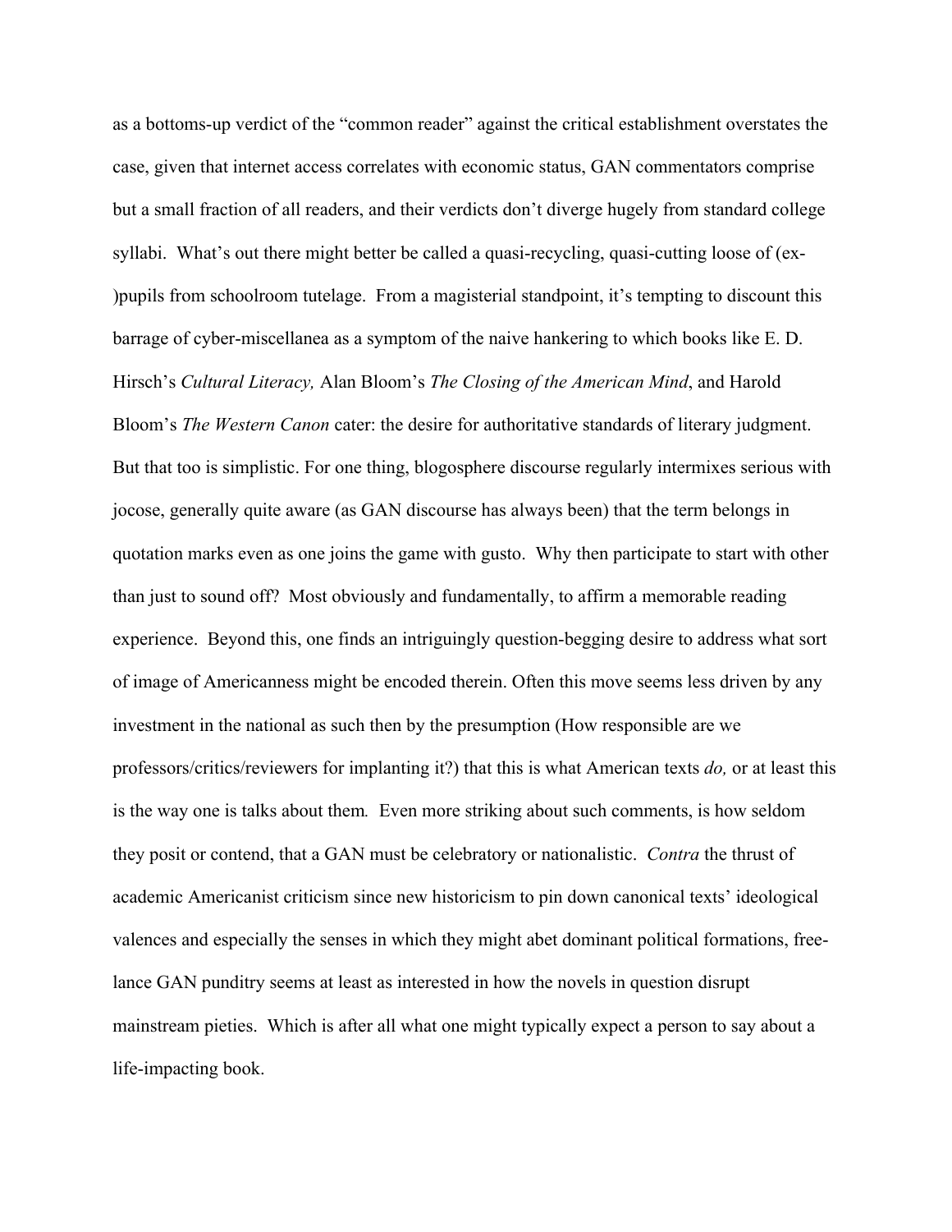as a bottoms-up verdict of the "common reader" against the critical establishment overstates the case, given that internet access correlates with economic status, GAN commentators comprise but a small fraction of all readers, and their verdicts don't diverge hugely from standard college syllabi. What's out there might better be called a quasi-recycling, quasi-cutting loose of (ex-)pupils from schoolroom tutelage. From a magisterial standpoint, it's tempting to discount this barrage of cyber-miscellanea as a symptom of the naive hankering to which books like E. D. Hirsch's *Cultural Literacy,* Alan Bloom's *The Closing of the American Mind*, and Harold Bloom's *The Western Canon* cater: the desire for authoritative standards of literary judgment. But that too is simplistic. For one thing, blogosphere discourse regularly intermixes serious with jocose, generally quite aware (as GAN discourse has always been) that the term belongs in quotation marks even as one joins the game with gusto. Why then participate to start with other than just to sound off? Most obviously and fundamentally, to affirm a memorable reading experience. Beyond this, one finds an intriguingly question-begging desire to address what sort of image of Americanness might be encoded therein. Often this move seems less driven by any investment in the national as such then by the presumption (How responsible are we professors/critics/reviewers for implanting it?) that this is what American texts *do,* or at least this is the way one is talks about them*.* Even more striking about such comments, is how seldom they posit or contend, that a GAN must be celebratory or nationalistic. *Contra* the thrust of academic Americanist criticism since new historicism to pin down canonical texts' ideological valences and especially the senses in which they might abet dominant political formations, free-lance GAN punditry seems at least as interested in how the novels in question disrupt mainstream pieties. Which is after all what one might typically expect a person to say about a life-impacting book.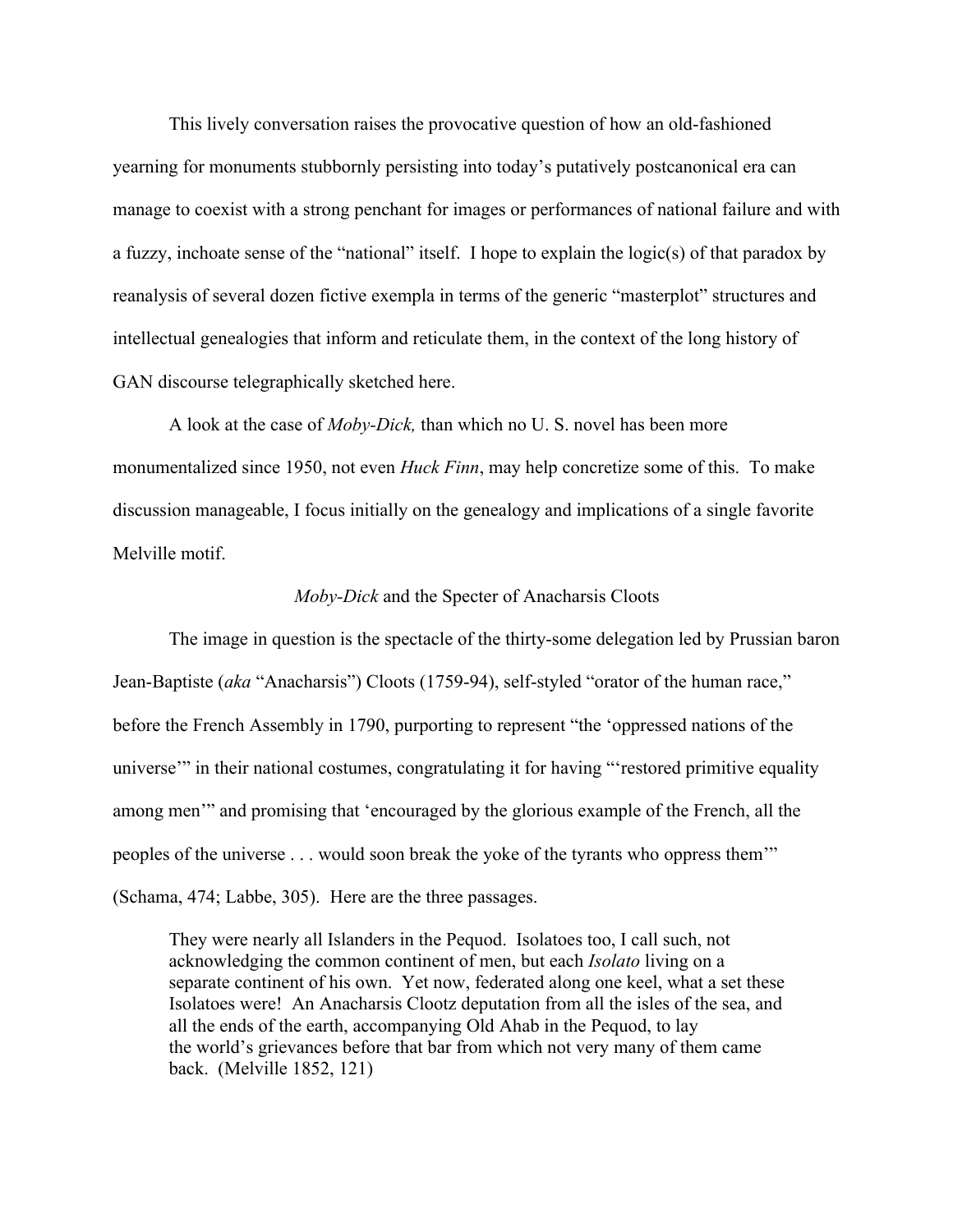This lively conversation raises the provocative question of how an old-fashioned yearning for monuments stubbornly persisting into today's putatively postcanonical era can manage to coexist with a strong penchant for images or performances of national failure and with a fuzzy, inchoate sense of the "national" itself. I hope to explain the logic(s) of that paradox by reanalysis of several dozen fictive exempla in terms of the generic "masterplot" structures and intellectual genealogies that inform and reticulate them, in the context of the long history of GAN discourse telegraphically sketched here.

A look at the case of *Moby-Dick,* than which no U. S. novel has been more monumentalized since 1950, not even *Huck Finn*, may help concretize some of this. To make discussion manageable, I focus initially on the genealogy and implications of a single favorite Melville motif.

## *Moby-Dick* and the Specter of Anacharsis Cloots

The image in question is the spectacle of the thirty-some delegation led by Prussian baron Jean-Baptiste (*aka* "Anacharsis") Cloots (1759-94), self-styled "orator of the human race," before the French Assembly in 1790, purporting to represent "the 'oppressed nations of the universe'" in their national costumes, congratulating it for having "'restored primitive equality among men'" and promising that 'encouraged by the glorious example of the French, all the peoples of the universe . . . would soon break the yoke of the tyrants who oppress them'" (Schama, 474; Labbe, 305). Here are the three passages.

> They were nearly all Islanders in the Pequod. Isolatoes too, I call such, not acknowledging the common continent of men, but each *Isolato* living on a separate continent of his own. Yet now, federated along one keel, what a set these Isolatoes were! An Anacharsis Clootz deputation from all the isles of the sea, and all the ends of the earth, accompanying Old Ahab in the Pequod, to lay the world's grievances before that bar from which not very many of them came back. (Melville 1852, 121)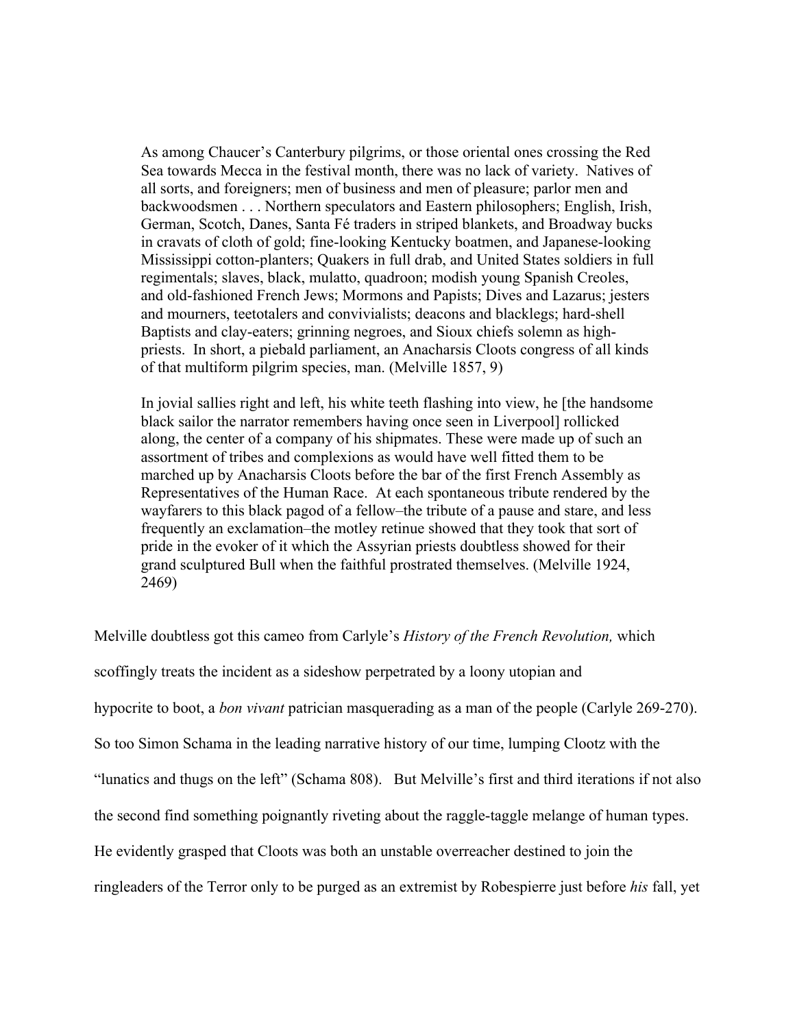> As among Chaucer's Canterbury pilgrims, or those oriental ones crossing the Red Sea towards Mecca in the festival month, there was no lack of variety. Natives of all sorts, and foreigners; men of business and men of pleasure; parlor men and backwoodsmen . . . Northern speculators and Eastern philosophers; English, Irish, German, Scotch, Danes, Santa Fé traders in striped blankets, and Broadway bucks in cravats of cloth of gold; fine-looking Kentucky boatmen, and Japanese-looking Mississippi cotton-planters; Quakers in full drab, and United States soldiers in full regimentals; slaves, black, mulatto, quadroon; modish young Spanish Creoles, and old-fashioned French Jews; Mormons and Papists; Dives and Lazarus; jesters and mourners, teetotalers and convivialists; deacons and blacklegs; hard-shell Baptists and clay-eaters; grinning negroes, and Sioux chiefs solemn as high-priests. In short, a piebald parliament, an Anacharsis Cloots congress of all kinds of that multiform pilgrim species, man. (Melville 1857, 9)

> In jovial sallies right and left, his white teeth flashing into view, he [the handsome black sailor the narrator remembers having once seen in Liverpool] rollicked along, the center of a company of his shipmates. These were made up of such an assortment of tribes and complexions as would have well fitted them to be marched up by Anacharsis Cloots before the bar of the first French Assembly as Representatives of the Human Race. At each spontaneous tribute rendered by the wayfarers to this black pagod of a fellow–the tribute of a pause and stare, and less frequently an exclamation–the motley retinue showed that they took that sort of pride in the evoker of it which the Assyrian priests doubtless showed for their grand sculptured Bull when the faithful prostrated themselves. (Melville 1924, 2469)

Melville doubtless got this cameo from Carlyle's *History of the French Revolution,* which scoffingly treats the incident as a sideshow perpetrated by a loony utopian and hypocrite to boot, a *bon vivant* patrician masquerading as a man of the people (Carlyle 269-270). So too Simon Schama in the leading narrative history of our time, lumping Clootz with the "lunatics and thugs on the left" (Schama 808). But Melville's first and third iterations if not also the second find something poignantly riveting about the raggle-taggle melange of human types. He evidently grasped that Cloots was both an unstable overreacher destined to join the ringleaders of the Terror only to be purged as an extremist by Robespierre just before *his* fall, yet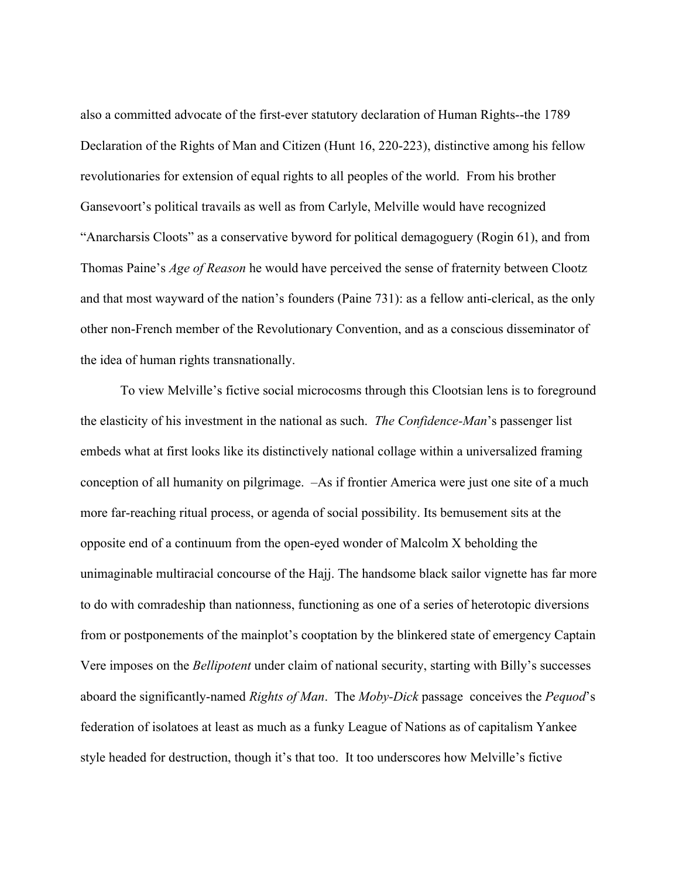also a committed advocate of the first-ever statutory declaration of Human Rights--the 1789 Declaration of the Rights of Man and Citizen (Hunt 16, 220-223), distinctive among his fellow revolutionaries for extension of equal rights to all peoples of the world. From his brother Gansevoort's political travails as well as from Carlyle, Melville would have recognized "Anarcharsis Cloots" as a conservative byword for political demagoguery (Rogin 61), and from Thomas Paine's *Age of Reason* he would have perceived the sense of fraternity between Clootz and that most wayward of the nation's founders (Paine 731): as a fellow anti-clerical, as the only other non-French member of the Revolutionary Convention, and as a conscious disseminator of the idea of human rights transnationally.

To view Melville's fictive social microcosms through this Clootsian lens is to foreground the elasticity of his investment in the national as such. *The Confidence-Man*'s passenger list embeds what at first looks like its distinctively national collage within a universalized framing conception of all humanity on pilgrimage. –As if frontier America were just one site of a much more far-reaching ritual process, or agenda of social possibility. Its bemusement sits at the opposite end of a continuum from the open-eyed wonder of Malcolm X beholding the unimaginable multiracial concourse of the Hajj. The handsome black sailor vignette has far more to do with comradeship than nationness, functioning as one of a series of heterotopic diversions from or postponements of the mainplot's cooptation by the blinkered state of emergency Captain Vere imposes on the *Bellipotent* under claim of national security, starting with Billy's successes aboard the significantly-named *Rights of Man*. The *Moby-Dick* passage conceives the *Pequod*'s federation of isolatoes at least as much as a funky League of Nations as of capitalism Yankee style headed for destruction, though it's that too. It too underscores how Melville's fictive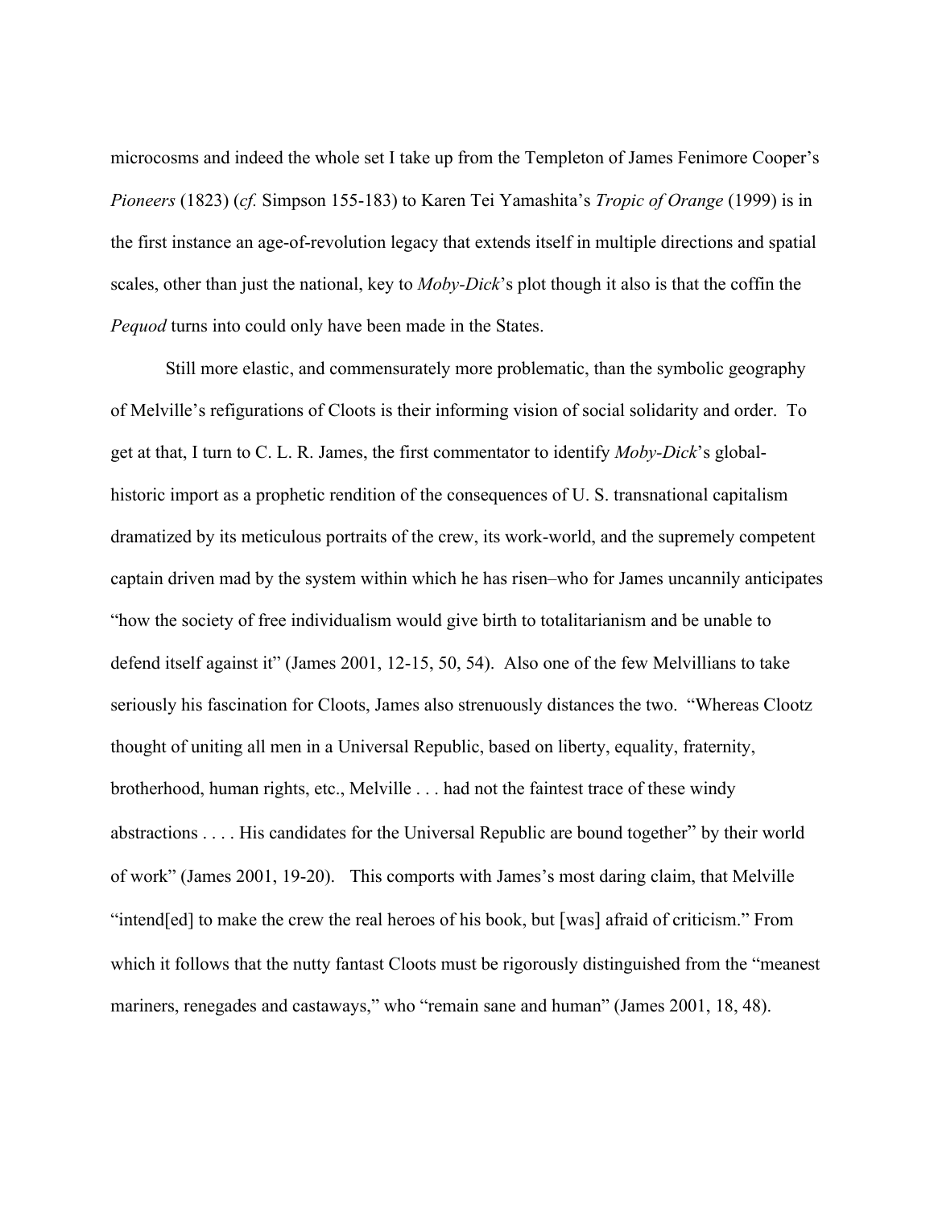microcosms and indeed the whole set I take up from the Templeton of James Fenimore Cooper's *Pioneers* (1823) (*cf.* Simpson 155-183) to Karen Tei Yamashita's *Tropic of Orange* (1999) is in the first instance an age-of-revolution legacy that extends itself in multiple directions and spatial scales, other than just the national, key to *Moby-Dick*'s plot though it also is that the coffin the *Pequod* turns into could only have been made in the States.

Still more elastic, and commensurately more problematic, than the symbolic geography of Melville's refigurations of Cloots is their informing vision of social solidarity and order. To get at that, I turn to C. L. R. James, the first commentator to identify *Moby-Dick*'s global-historic import as a prophetic rendition of the consequences of U. S. transnational capitalism dramatized by its meticulous portraits of the crew, its work-world, and the supremely competent captain driven mad by the system within which he has risen–who for James uncannily anticipates "how the society of free individualism would give birth to totalitarianism and be unable to defend itself against it" (James 2001, 12-15, 50, 54). Also one of the few Melvillians to take seriously his fascination for Cloots, James also strenuously distances the two. "Whereas Clootz thought of uniting all men in a Universal Republic, based on liberty, equality, fraternity, brotherhood, human rights, etc., Melville . . . had not the faintest trace of these windy abstractions . . . . His candidates for the Universal Republic are bound together" by their world of work" (James 2001, 19-20). This comports with James's most daring claim, that Melville "intend[ed] to make the crew the real heroes of his book, but [was] afraid of criticism." From which it follows that the nutty fantast Cloots must be rigorously distinguished from the "meanest mariners, renegades and castaways," who "remain sane and human" (James 2001, 18, 48).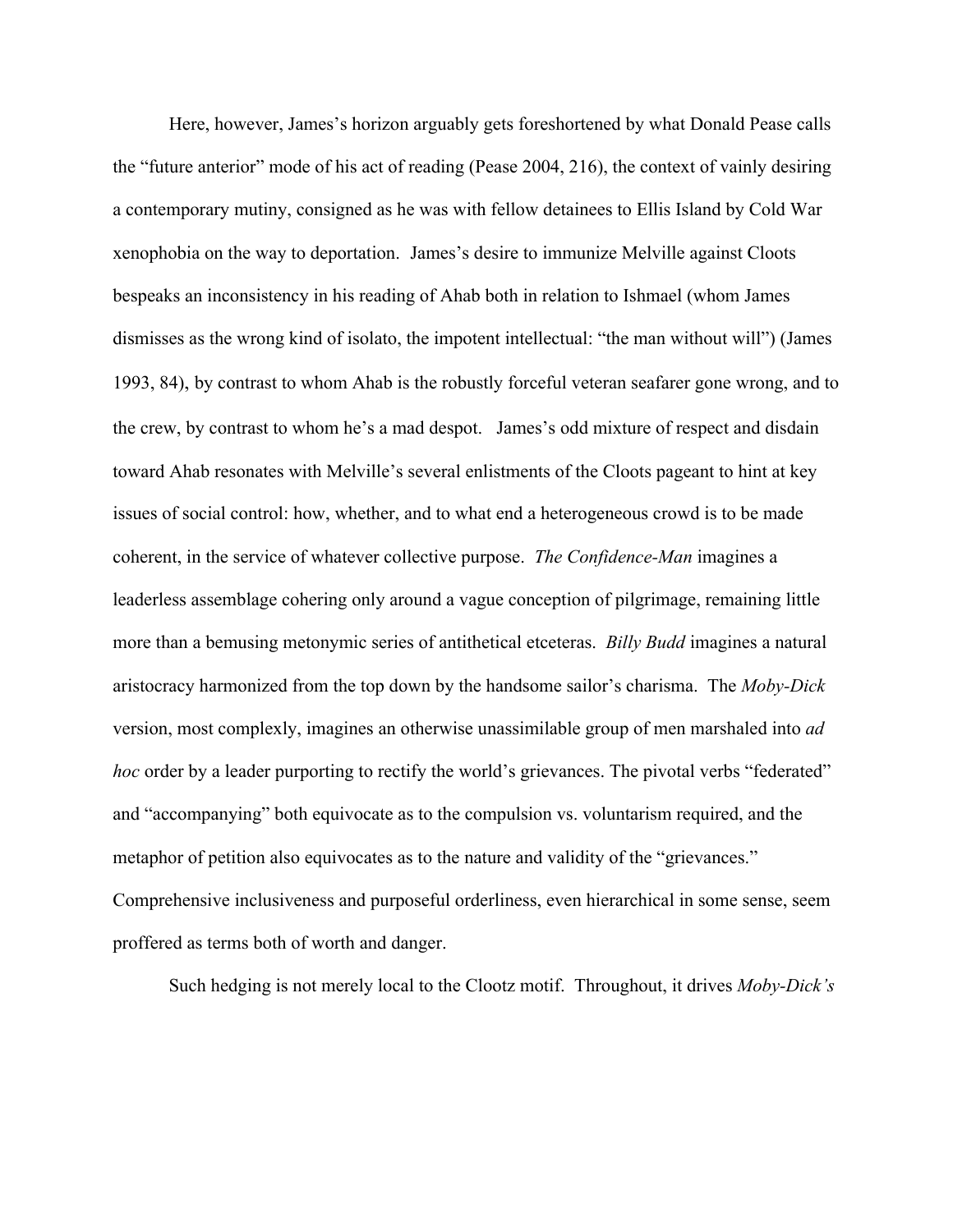Here, however, James's horizon arguably gets foreshortened by what Donald Pease calls the "future anterior" mode of his act of reading (Pease 2004, 216), the context of vainly desiring a contemporary mutiny, consigned as he was with fellow detainees to Ellis Island by Cold War xenophobia on the way to deportation. James's desire to immunize Melville against Cloots bespeaks an inconsistency in his reading of Ahab both in relation to Ishmael (whom James dismisses as the wrong kind of isolato, the impotent intellectual: "the man without will") (James 1993, 84), by contrast to whom Ahab is the robustly forceful veteran seafarer gone wrong, and to the crew, by contrast to whom he's a mad despot. James's odd mixture of respect and disdain toward Ahab resonates with Melville's several enlistments of the Cloots pageant to hint at key issues of social control: how, whether, and to what end a heterogeneous crowd is to be made coherent, in the service of whatever collective purpose. *The Confidence-Man* imagines a leaderless assemblage cohering only around a vague conception of pilgrimage, remaining little more than a bemusing metonymic series of antithetical etceteras. *Billy Budd* imagines a natural aristocracy harmonized from the top down by the handsome sailor's charisma. The *Moby-Dick* version, most complexly, imagines an otherwise unassimilable group of men marshaled into *ad hoc* order by a leader purporting to rectify the world's grievances. The pivotal verbs "federated" and "accompanying" both equivocate as to the compulsion vs. voluntarism required, and the metaphor of petition also equivocates as to the nature and validity of the "grievances." Comprehensive inclusiveness and purposeful orderliness, even hierarchical in some sense, seem proffered as terms both of worth and danger.

Such hedging is not merely local to the Clootz motif. Throughout, it drives *Moby-Dick's*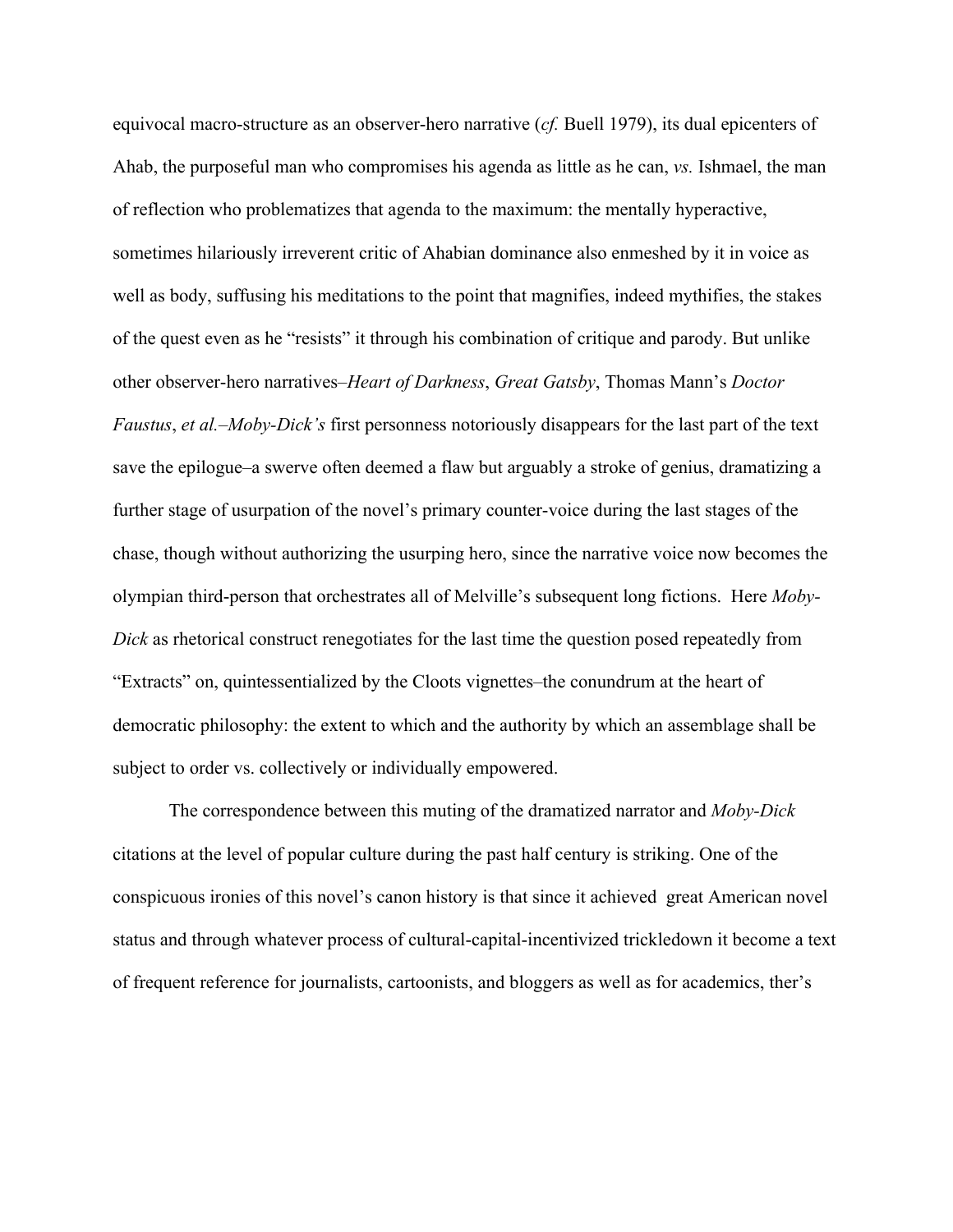equivocal macro-structure as an observer-hero narrative (*cf.* Buell 1979), its dual epicenters of Ahab, the purposeful man who compromises his agenda as little as he can, *vs.* Ishmael, the man of reflection who problematizes that agenda to the maximum: the mentally hyperactive, sometimes hilariously irreverent critic of Ahabian dominance also enmeshed by it in voice as well as body, suffusing his meditations to the point that magnifies, indeed mythifies, the stakes of the quest even as he "resists" it through his combination of critique and parody. But unlike other observer-hero narratives–*Heart of Darkness*, *Great Gatsby*, Thomas Mann's *Doctor Faustus*, *et al.*–*Moby-Dick's* first personness notoriously disappears for the last part of the text save the epilogue–a swerve often deemed a flaw but arguably a stroke of genius, dramatizing a further stage of usurpation of the novel's primary counter-voice during the last stages of the chase, though without authorizing the usurping hero, since the narrative voice now becomes the olympian third-person that orchestrates all of Melville's subsequent long fictions. Here *Moby-Dick* as rhetorical construct renegotiates for the last time the question posed repeatedly from "Extracts" on, quintessentialized by the Cloots vignettes–the conundrum at the heart of democratic philosophy: the extent to which and the authority by which an assemblage shall be subject to order vs. collectively or individually empowered.

The correspondence between this muting of the dramatized narrator and *Moby-Dick* citations at the level of popular culture during the past half century is striking. One of the conspicuous ironies of this novel's canon history is that since it achieved great American novel status and through whatever process of cultural-capital-incentivized trickledown it become a text of frequent reference for journalists, cartoonists, and bloggers as well as for academics, ther's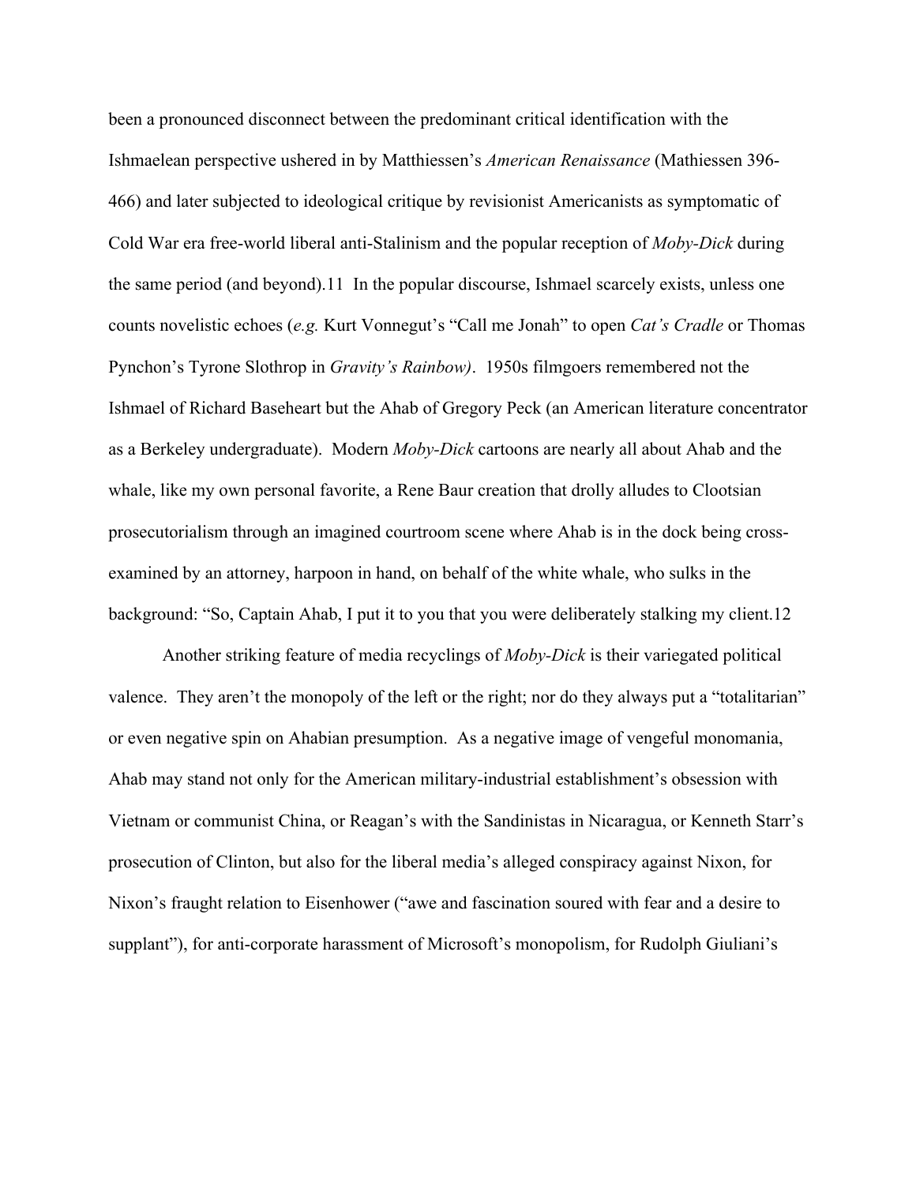been a pronounced disconnect between the predominant critical identification with the Ishmaelean perspective ushered in by Matthiessen's *American Renaissance* (Mathiessen 396-466) and later subjected to ideological critique by revisionist Americanists as symptomatic of Cold War era free-world liberal anti-Stalinism and the popular reception of *Moby-Dick* during the same period (and beyond).11 In the popular discourse, Ishmael scarcely exists, unless one counts novelistic echoes (*e.g.* Kurt Vonnegut's "Call me Jonah" to open *Cat's Cradle* or Thomas Pynchon's Tyrone Slothrop in *Gravity's Rainbow)*. 1950s filmgoers remembered not the Ishmael of Richard Baseheart but the Ahab of Gregory Peck (an American literature concentrator as a Berkeley undergraduate). Modern *Moby-Dick* cartoons are nearly all about Ahab and the whale, like my own personal favorite, a Rene Baur creation that drolly alludes to Clootsian prosecutorialism through an imagined courtroom scene where Ahab is in the dock being cross-examined by an attorney, harpoon in hand, on behalf of the white whale, who sulks in the background: "So, Captain Ahab, I put it to you that you were deliberately stalking my client.12

Another striking feature of media recyclings of *Moby-Dick* is their variegated political valence. They aren't the monopoly of the left or the right; nor do they always put a "totalitarian" or even negative spin on Ahabian presumption. As a negative image of vengeful monomania, Ahab may stand not only for the American military-industrial establishment's obsession with Vietnam or communist China, or Reagan's with the Sandinistas in Nicaragua, or Kenneth Starr's prosecution of Clinton, but also for the liberal media's alleged conspiracy against Nixon, for Nixon's fraught relation to Eisenhower ("awe and fascination soured with fear and a desire to supplant"), for anti-corporate harassment of Microsoft's monopolism, for Rudolph Giuliani's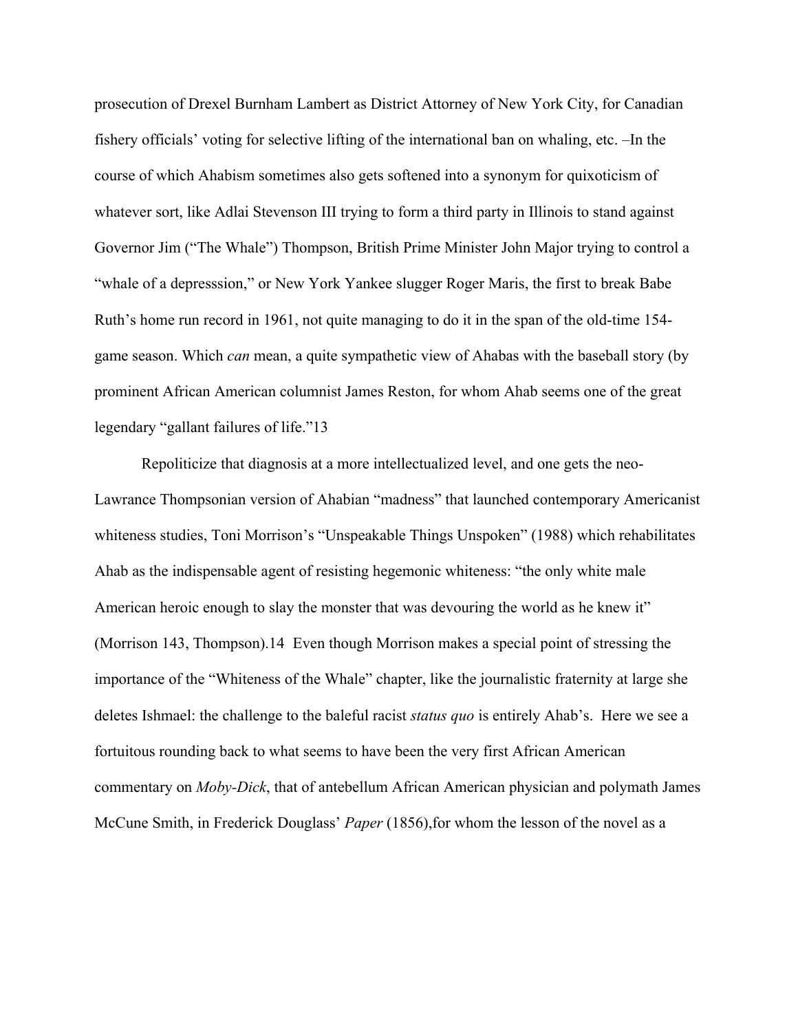prosecution of Drexel Burnham Lambert as District Attorney of New York City, for Canadian fishery officials' voting for selective lifting of the international ban on whaling, etc. –In the course of which Ahabism sometimes also gets softened into a synonym for quixoticism of whatever sort, like Adlai Stevenson III trying to form a third party in Illinois to stand against Governor Jim ("The Whale") Thompson, British Prime Minister John Major trying to control a "whale of a depresssion," or New York Yankee slugger Roger Maris, the first to break Babe Ruth's home run record in 1961, not quite managing to do it in the span of the old-time 154-game season. Which *can* mean, a quite sympathetic view of Ahabas with the baseball story (by prominent African American columnist James Reston, for whom Ahab seems one of the great legendary "gallant failures of life."13

Repoliticize that diagnosis at a more intellectualized level, and one gets the neo-Lawrance Thompsonian version of Ahabian "madness" that launched contemporary Americanist whiteness studies, Toni Morrison's "Unspeakable Things Unspoken" (1988) which rehabilitates Ahab as the indispensable agent of resisting hegemonic whiteness: "the only white male American heroic enough to slay the monster that was devouring the world as he knew it" (Morrison 143, Thompson).14 Even though Morrison makes a special point of stressing the importance of the "Whiteness of the Whale" chapter, like the journalistic fraternity at large she deletes Ishmael: the challenge to the baleful racist *status quo* is entirely Ahab's. Here we see a fortuitous rounding back to what seems to have been the very first African American commentary on *Moby-Dick*, that of antebellum African American physician and polymath James McCune Smith, in Frederick Douglass' *Paper* (1856),for whom the lesson of the novel as a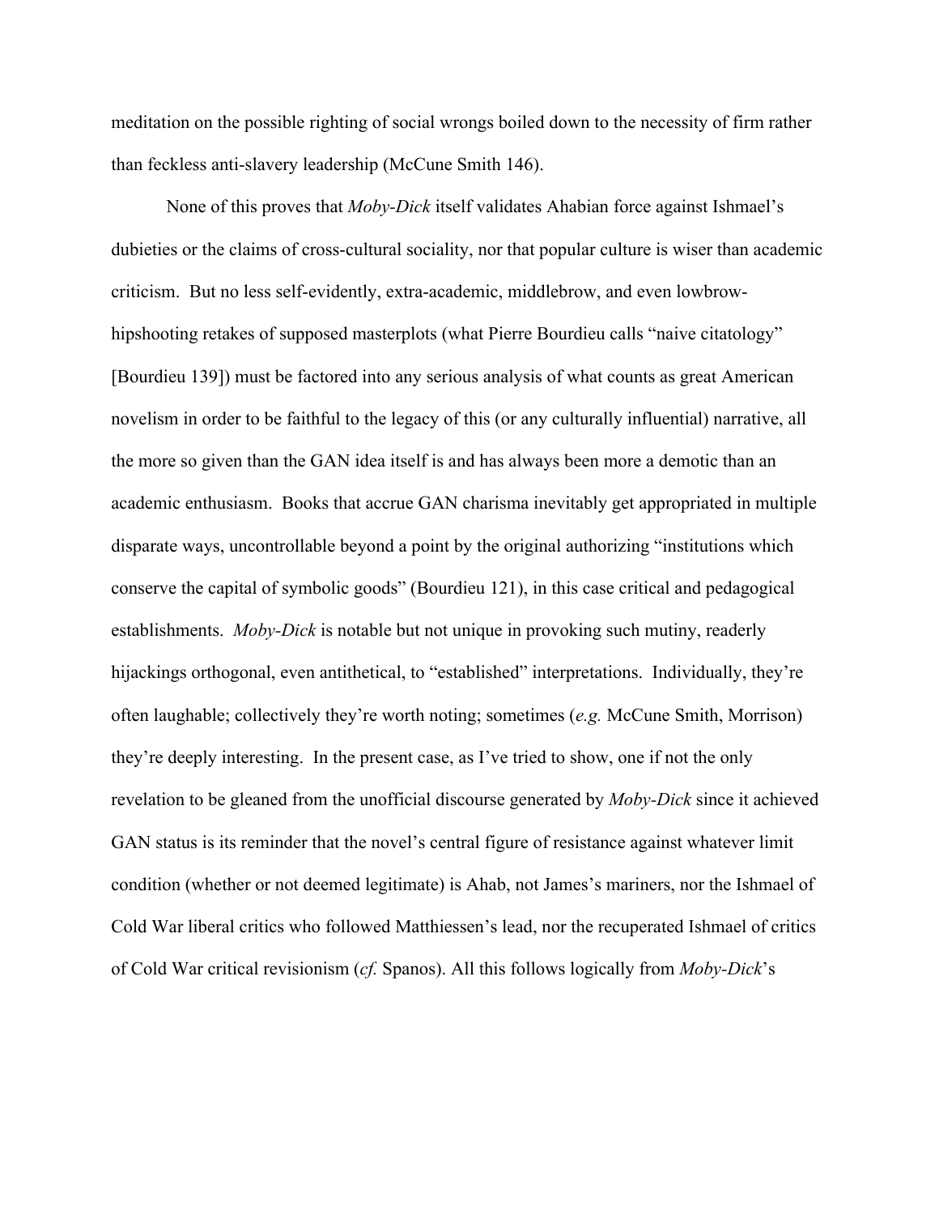meditation on the possible righting of social wrongs boiled down to the necessity of firm rather than feckless anti-slavery leadership (McCune Smith 146).

None of this proves that *Moby-Dick* itself validates Ahabian force against Ishmael's dubieties or the claims of cross-cultural sociality, nor that popular culture is wiser than academic criticism. But no less self-evidently, extra-academic, middlebrow, and even lowbrow-hipshooting retakes of supposed masterplots (what Pierre Bourdieu calls "naive citatology" [Bourdieu 139]) must be factored into any serious analysis of what counts as great American novelism in order to be faithful to the legacy of this (or any culturally influential) narrative, all the more so given than the GAN idea itself is and has always been more a demotic than an academic enthusiasm. Books that accrue GAN charisma inevitably get appropriated in multiple disparate ways, uncontrollable beyond a point by the original authorizing "institutions which conserve the capital of symbolic goods" (Bourdieu 121), in this case critical and pedagogical establishments. *Moby-Dick* is notable but not unique in provoking such mutiny, readerly hijackings orthogonal, even antithetical, to "established" interpretations. Individually, they're often laughable; collectively they're worth noting; sometimes (*e.g.* McCune Smith, Morrison) they're deeply interesting. In the present case, as I've tried to show, one if not the only revelation to be gleaned from the unofficial discourse generated by *Moby-Dick* since it achieved GAN status is its reminder that the novel's central figure of resistance against whatever limit condition (whether or not deemed legitimate) is Ahab, not James's mariners, nor the Ishmael of Cold War liberal critics who followed Matthiessen's lead, nor the recuperated Ishmael of critics of Cold War critical revisionism (*cf.* Spanos). All this follows logically from *Moby-Dick*'s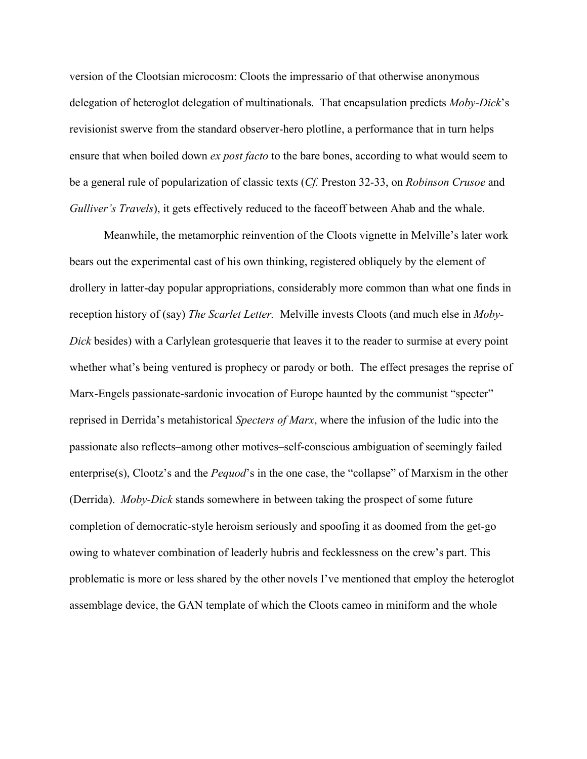version of the Clootsian microcosm: Cloots the impressario of that otherwise anonymous delegation of heteroglot delegation of multinationals. That encapsulation predicts *Moby-Dick*'s revisionist swerve from the standard observer-hero plotline, a performance that in turn helps ensure that when boiled down *ex post facto* to the bare bones, according to what would seem to be a general rule of popularization of classic texts (*Cf.* Preston 32-33, on *Robinson Crusoe* and *Gulliver's Travels*), it gets effectively reduced to the faceoff between Ahab and the whale.

Meanwhile, the metamorphic reinvention of the Cloots vignette in Melville's later work bears out the experimental cast of his own thinking, registered obliquely by the element of drollery in latter-day popular appropriations, considerably more common than what one finds in reception history of (say) *The Scarlet Letter.* Melville invests Cloots (and much else in *Moby-Dick* besides) with a Carlylean grotesquerie that leaves it to the reader to surmise at every point whether what's being ventured is prophecy or parody or both. The effect presages the reprise of Marx-Engels passionate-sardonic invocation of Europe haunted by the communist "specter" reprised in Derrida's metahistorical *Specters of Marx*, where the infusion of the ludic into the passionate also reflects–among other motives–self-conscious ambiguation of seemingly failed enterprise(s), Clootz's and the *Pequod*'s in the one case, the "collapse" of Marxism in the other (Derrida). *Moby-Dick* stands somewhere in between taking the prospect of some future completion of democratic-style heroism seriously and spoofing it as doomed from the get-go owing to whatever combination of leaderly hubris and fecklessness on the crew's part. This problematic is more or less shared by the other novels I've mentioned that employ the heteroglot assemblage device, the GAN template of which the Cloots cameo in miniform and the whole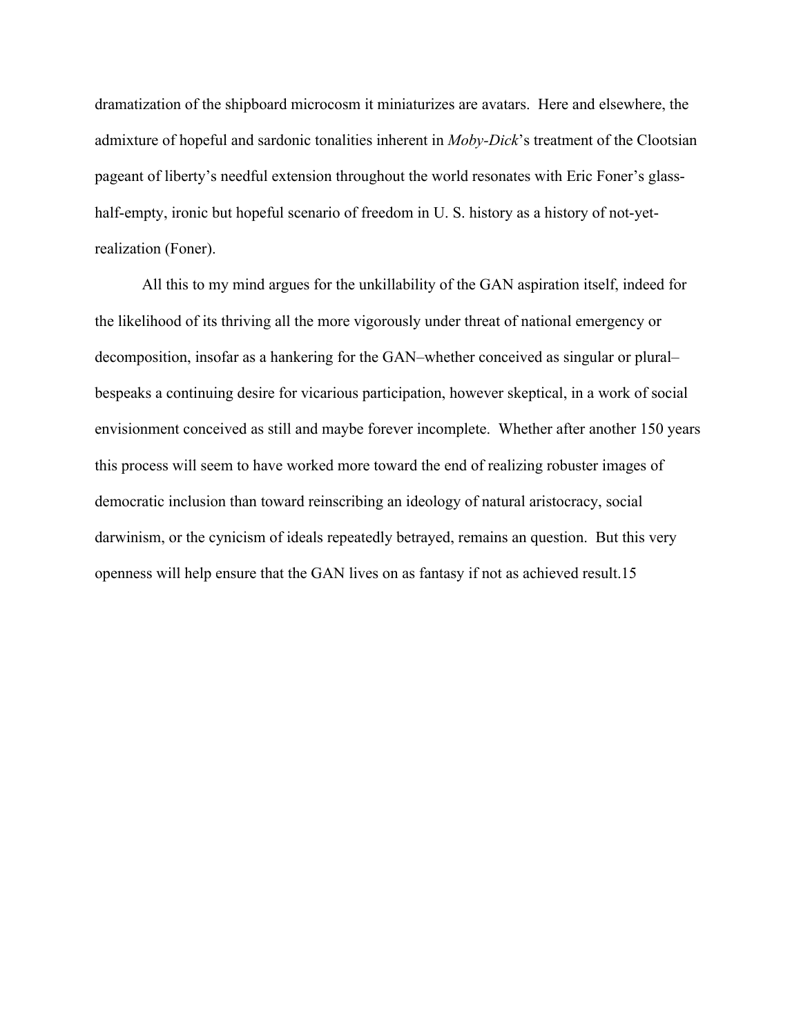dramatization of the shipboard microcosm it miniaturizes are avatars.  Here and elsewhere, the admixture of hopeful and sardonic tonalities inherent in *Moby-Dick*'s treatment of the Clootsian pageant of liberty's needful extension throughout the world resonates with Eric Foner's glass-half-empty, ironic but hopeful scenario of freedom in U. S. history as a history of not-yet-realization (Foner).

All this to my mind argues for the unkillability of the GAN aspiration itself, indeed for the likelihood of its thriving all the more vigorously under threat of national emergency or decomposition, insofar as a hankering for the GAN–whether conceived as singular or plural–bespeaks a continuing desire for vicarious participation, however skeptical, in a work of social envisionment conceived as still and maybe forever incomplete.  Whether after another 150 years this process will seem to have worked more toward the end of realizing robuster images of democratic inclusion than toward reinscribing an ideology of natural aristocracy, social darwinism, or the cynicism of ideals repeatedly betrayed, remains an question.  But this very openness will help ensure that the GAN lives on as fantasy if not as achieved result.15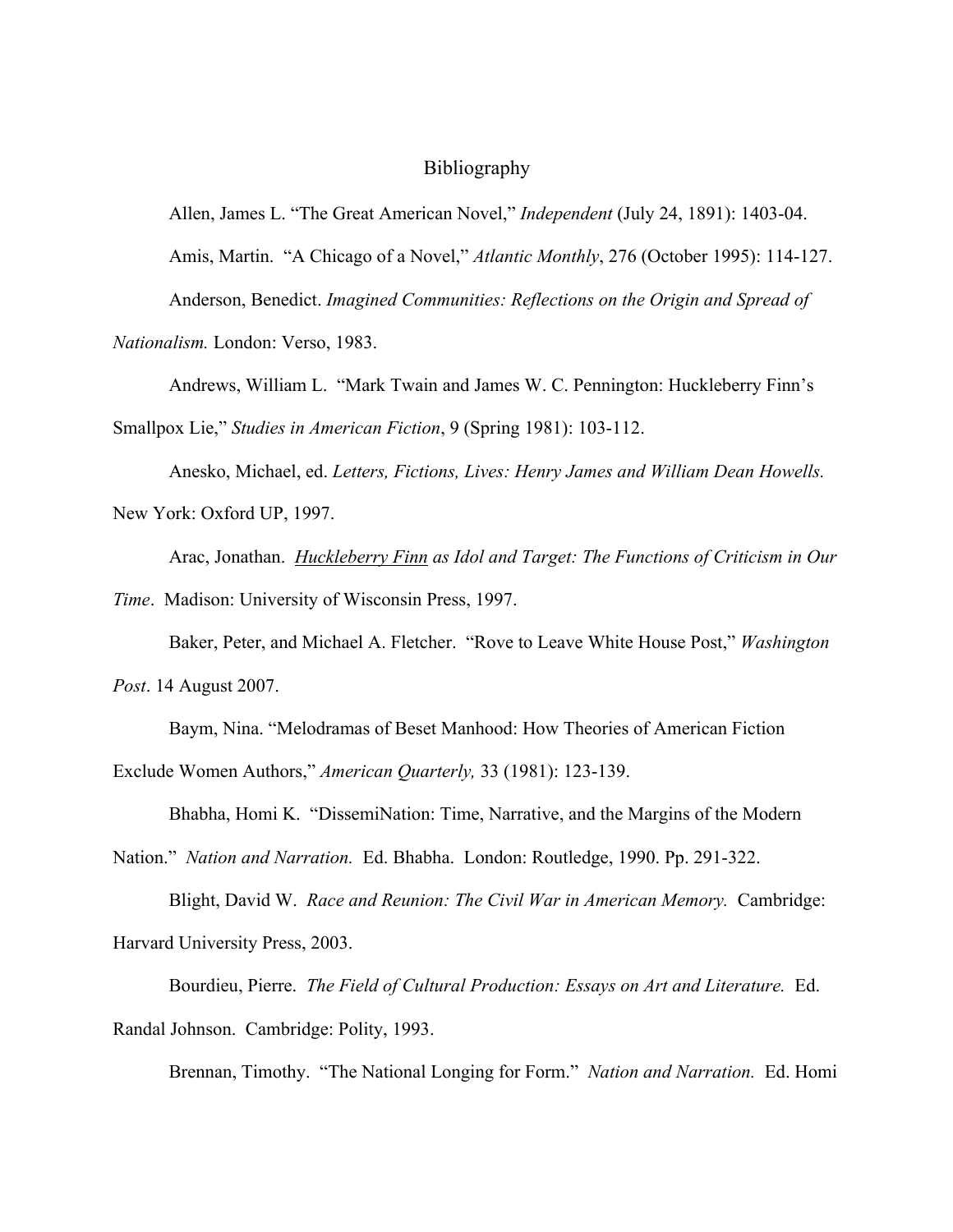# Bibliography

Allen, James L. "The Great American Novel," *Independent* (July 24, 1891): 1403-04.

Amis, Martin. "A Chicago of a Novel," *Atlantic Monthly*, 276 (October 1995): 114-127.

Anderson, Benedict. *Imagined Communities: Reflections on the Origin and Spread of Nationalism.* London: Verso, 1983.

Andrews, William L. "Mark Twain and James W. C. Pennington: Huckleberry Finn's Smallpox Lie," *Studies in American Fiction*, 9 (Spring 1981): 103-112.

Anesko, Michael, ed. *Letters, Fictions, Lives: Henry James and William Dean Howells.* New York: Oxford UP, 1997.

Arac, Jonathan. *Huckleberry Finn as Idol and Target: The Functions of Criticism in Our Time*. Madison: University of Wisconsin Press, 1997.

Baker, Peter, and Michael A. Fletcher. "Rove to Leave White House Post," *Washington Post*. 14 August 2007.

Baym, Nina. "Melodramas of Beset Manhood: How Theories of American Fiction Exclude Women Authors," *American Quarterly,* 33 (1981): 123-139.

Bhabha, Homi K. "DissemiNation: Time, Narrative, and the Margins of the Modern Nation." *Nation and Narration.* Ed. Bhabha. London: Routledge, 1990. Pp. 291-322.

Blight, David W. *Race and Reunion: The Civil War in American Memory.* Cambridge: Harvard University Press, 2003.

Bourdieu, Pierre. *The Field of Cultural Production: Essays on Art and Literature.* Ed. Randal Johnson. Cambridge: Polity, 1993.

Brennan, Timothy. "The National Longing for Form." *Nation and Narration.* Ed. Homi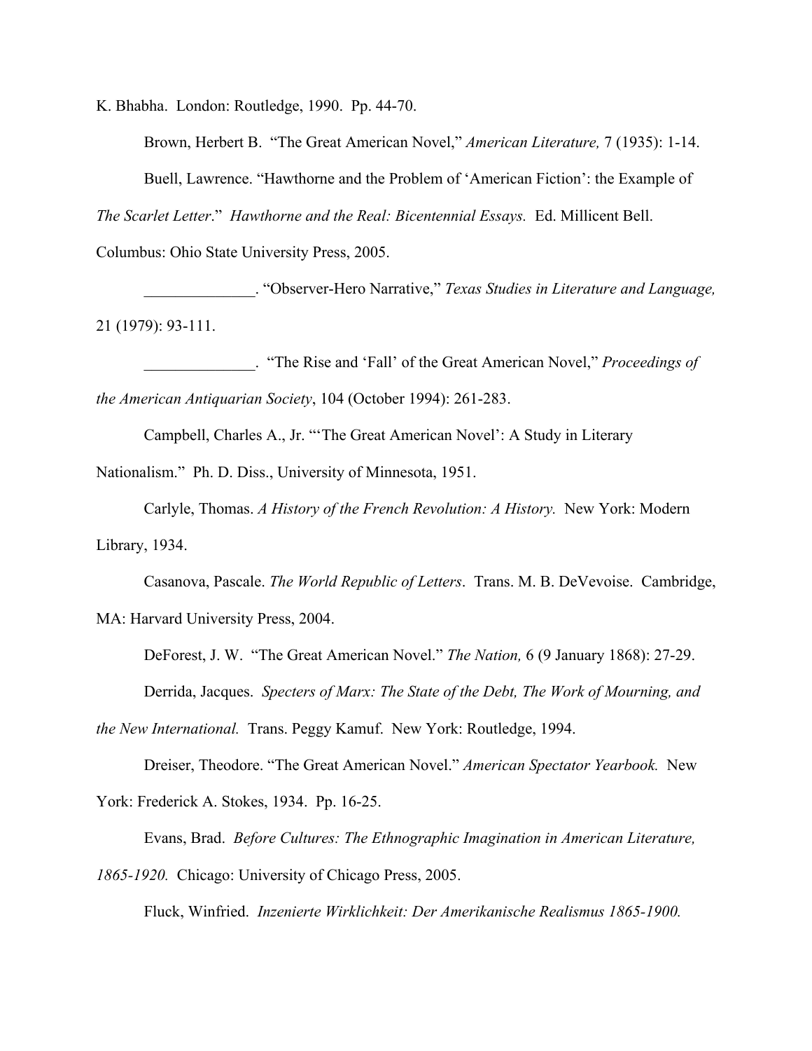K. Bhabha. London: Routledge, 1990. Pp. 44-70.

Brown, Herbert B. "The Great American Novel," *American Literature,* 7 (1935): 1-14.

Buell, Lawrence. "Hawthorne and the Problem of 'American Fiction': the Example of *The Scarlet Letter*." *Hawthorne and the Real: Bicentennial Essays.* Ed. Millicent Bell. Columbus: Ohio State University Press, 2005.

______________. "Observer-Hero Narrative," *Texas Studies in Literature and Language,* 21 (1979): 93-111.

______________. "The Rise and 'Fall' of the Great American Novel," *Proceedings of the American Antiquarian Society*, 104 (October 1994): 261-283.

Campbell, Charles A., Jr. "'The Great American Novel': A Study in Literary Nationalism." Ph. D. Diss., University of Minnesota, 1951.

Carlyle, Thomas. *A History of the French Revolution: A History.* New York: Modern Library, 1934.

Casanova, Pascale. *The World Republic of Letters*. Trans. M. B. DeVevoise. Cambridge, MA: Harvard University Press, 2004.

DeForest, J. W. "The Great American Novel." *The Nation,* 6 (9 January 1868): 27-29.

Derrida, Jacques. *Specters of Marx: The State of the Debt, The Work of Mourning, and the New International.* Trans. Peggy Kamuf. New York: Routledge, 1994.

Dreiser, Theodore. "The Great American Novel." *American Spectator Yearbook.* New York: Frederick A. Stokes, 1934. Pp. 16-25.

Evans, Brad. *Before Cultures: The Ethnographic Imagination in American Literature, 1865-1920.* Chicago: University of Chicago Press, 2005.

Fluck, Winfried. *Inzenierte Wirklichkeit: Der Amerikanische Realismus 1865-1900.*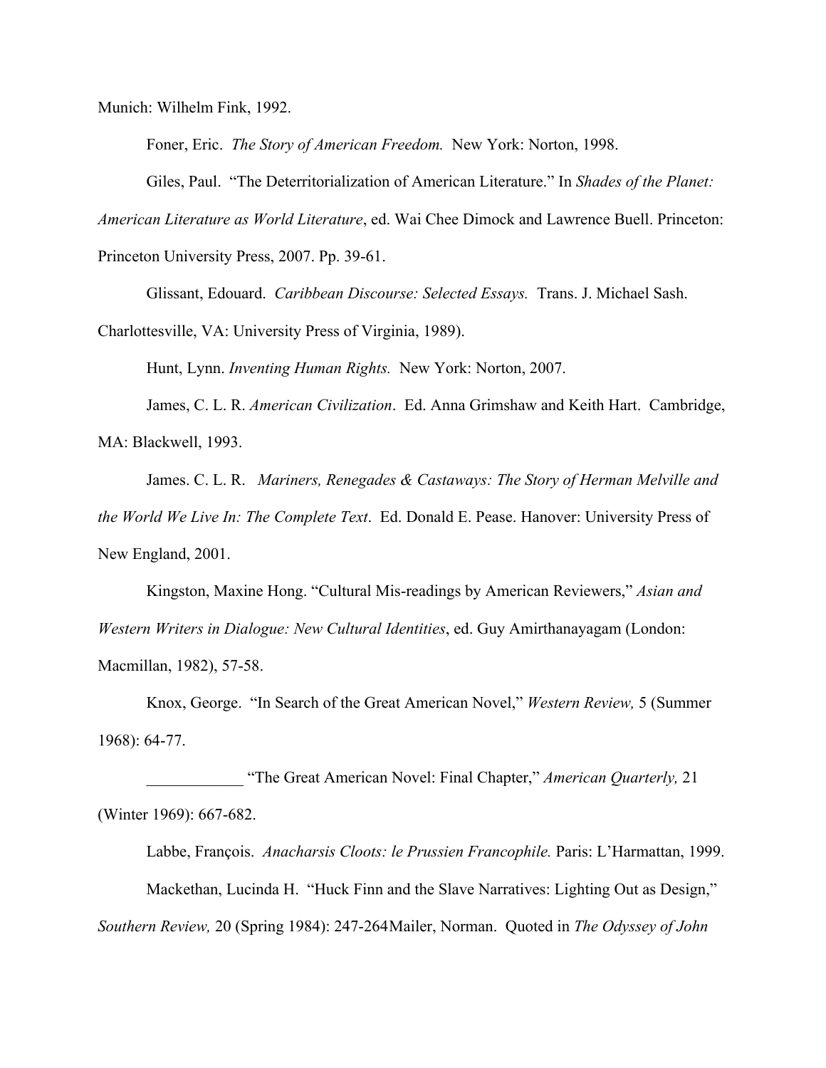Munich: Wilhelm Fink, 1992.

Foner, Eric. *The Story of American Freedom.* New York: Norton, 1998.

Giles, Paul. "The Deterritorialization of American Literature." In *Shades of the Planet: American Literature as World Literature*, ed. Wai Chee Dimock and Lawrence Buell. Princeton: Princeton University Press, 2007. Pp. 39-61.

Glissant, Edouard. *Caribbean Discourse: Selected Essays.* Trans. J. Michael Sash. Charlottesville, VA: University Press of Virginia, 1989).

Hunt, Lynn. *Inventing Human Rights.* New York: Norton, 2007.

James, C. L. R. *American Civilization*. Ed. Anna Grimshaw and Keith Hart. Cambridge, MA: Blackwell, 1993.

James. C. L. R. *Mariners, Renegades & Castaways: The Story of Herman Melville and the World We Live In: The Complete Text*. Ed. Donald E. Pease. Hanover: University Press of New England, 2001.

Kingston, Maxine Hong. "Cultural Mis-readings by American Reviewers," *Asian and Western Writers in Dialogue: New Cultural Identities*, ed. Guy Amirthanayagam (London: Macmillan, 1982), 57-58.

Knox, George. "In Search of the Great American Novel," *Western Review,* 5 (Summer 1968): 64-77.

____________ "The Great American Novel: Final Chapter," *American Quarterly,* 21 (Winter 1969): 667-682.

Labbe, François. *Anacharsis Cloots: le Prussien Francophile.* Paris: L'Harmattan, 1999.

Mackethan, Lucinda H. "Huck Finn and the Slave Narratives: Lighting Out as Design," *Southern Review,* 20 (Spring 1984): 247-264Mailer, Norman. Quoted in *The Odyssey of John*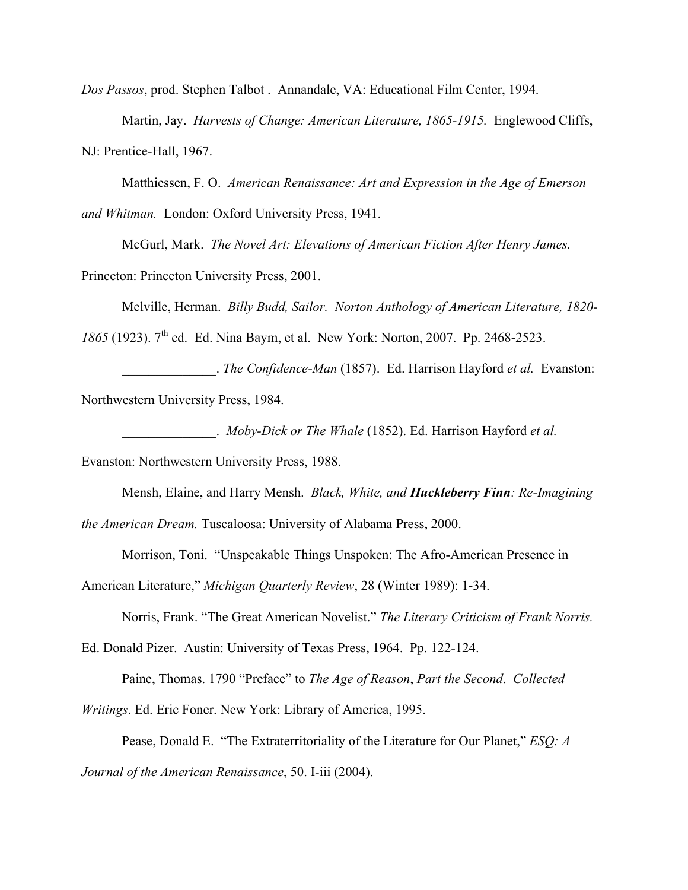*Dos Passos*, prod. Stephen Talbot . Annandale, VA: Educational Film Center, 1994.

Martin, Jay. *Harvests of Change: American Literature, 1865-1915.* Englewood Cliffs, NJ: Prentice-Hall, 1967.

Matthiessen, F. O. *American Renaissance: Art and Expression in the Age of Emerson and Whitman.* London: Oxford University Press, 1941.

McGurl, Mark. *The Novel Art: Elevations of American Fiction After Henry James.* Princeton: Princeton University Press, 2001.

Melville, Herman. *Billy Budd, Sailor. Norton Anthology of American Literature, 1820-1865* (1923). 7th ed. Ed. Nina Baym, et al. New York: Norton, 2007. Pp. 2468-2523.

______________. *The Confidence-Man* (1857). Ed. Harrison Hayford *et al.* Evanston: Northwestern University Press, 1984.

______________. *Moby-Dick or The Whale* (1852). Ed. Harrison Hayford *et al.* Evanston: Northwestern University Press, 1988.

Mensh, Elaine, and Harry Mensh. *Black, White, and* ***Huckleberry Finn****: Re-Imagining the American Dream.* Tuscaloosa: University of Alabama Press, 2000.

Morrison, Toni. "Unspeakable Things Unspoken: The Afro-American Presence in American Literature," *Michigan Quarterly Review*, 28 (Winter 1989): 1-34.

Norris, Frank. "The Great American Novelist." *The Literary Criticism of Frank Norris.* Ed. Donald Pizer. Austin: University of Texas Press, 1964. Pp. 122-124.

Paine, Thomas. 1790 "Preface" to *The Age of Reason*, *Part the Second*. *Collected Writings*. Ed. Eric Foner. New York: Library of America, 1995.

Pease, Donald E. "The Extraterritoriality of the Literature for Our Planet," *ESQ: A Journal of the American Renaissance*, 50. I-iii (2004).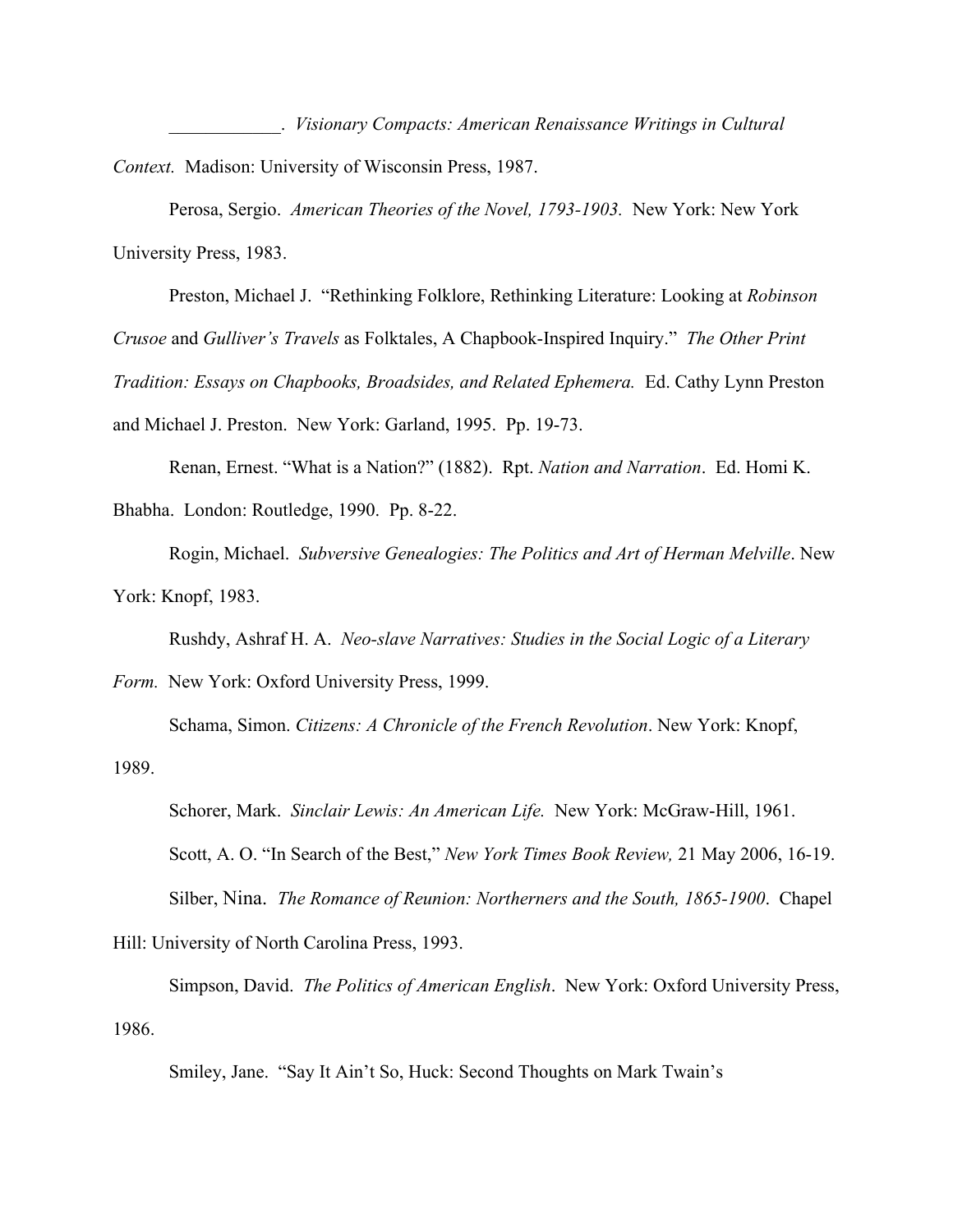\_\_\_\_\_\_\_\_\_\_\_\_. *Visionary Compacts: American Renaissance Writings in Cultural Context.* Madison: University of Wisconsin Press, 1987.

Perosa, Sergio. *American Theories of the Novel, 1793-1903.* New York: New York University Press, 1983.

Preston, Michael J. "Rethinking Folklore, Rethinking Literature: Looking at *Robinson Crusoe* and *Gulliver's Travels* as Folktales, A Chapbook-Inspired Inquiry." *The Other Print Tradition: Essays on Chapbooks, Broadsides, and Related Ephemera.* Ed. Cathy Lynn Preston and Michael J. Preston. New York: Garland, 1995. Pp. 19-73.

Renan, Ernest. "What is a Nation?" (1882). Rpt. *Nation and Narration*. Ed. Homi K. Bhabha. London: Routledge, 1990. Pp. 8-22.

Rogin, Michael. *Subversive Genealogies: The Politics and Art of Herman Melville*. New York: Knopf, 1983.

Rushdy, Ashraf H. A. *Neo-slave Narratives: Studies in the Social Logic of a Literary Form.* New York: Oxford University Press, 1999.

Schama, Simon. *Citizens: A Chronicle of the French Revolution*. New York: Knopf, 1989.

Schorer, Mark. *Sinclair Lewis: An American Life.* New York: McGraw-Hill, 1961.

Scott, A. O. "In Search of the Best," *New York Times Book Review,* 21 May 2006, 16-19.

Silber, Nina. *The Romance of Reunion: Northerners and the South, 1865-1900*. Chapel Hill: University of North Carolina Press, 1993.

Simpson, David. *The Politics of American English*. New York: Oxford University Press, 1986.

Smiley, Jane. "Say It Ain't So, Huck: Second Thoughts on Mark Twain's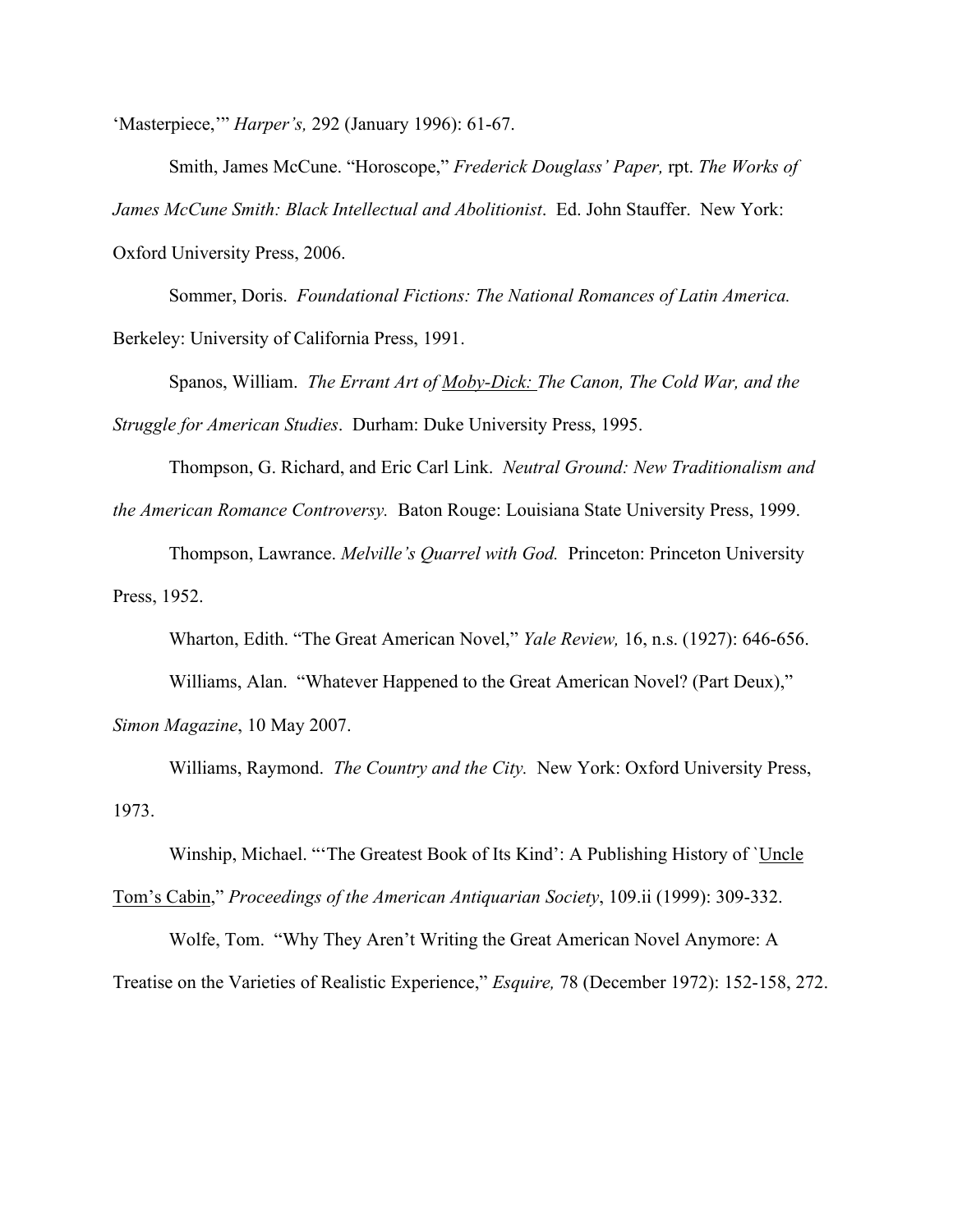'Masterpiece,'" *Harper's,* 292 (January 1996): 61-67.

Smith, James McCune. "Horoscope," *Frederick Douglass' Paper,* rpt. *The Works of James McCune Smith: Black Intellectual and Abolitionist*. Ed. John Stauffer. New York: Oxford University Press, 2006.

Sommer, Doris. *Foundational Fictions: The National Romances of Latin America.* Berkeley: University of California Press, 1991.

Spanos, William. *The Errant Art of Moby-Dick: The Canon, The Cold War, and the Struggle for American Studies*. Durham: Duke University Press, 1995.

Thompson, G. Richard, and Eric Carl Link. *Neutral Ground: New Traditionalism and the American Romance Controversy.* Baton Rouge: Louisiana State University Press, 1999.

Thompson, Lawrance. *Melville's Quarrel with God.* Princeton: Princeton University Press, 1952.

Wharton, Edith. "The Great American Novel," *Yale Review,* 16, n.s. (1927): 646-656.

Williams, Alan. "Whatever Happened to the Great American Novel? (Part Deux)," *Simon Magazine*, 10 May 2007.

Williams, Raymond. *The Country and the City.* New York: Oxford University Press, 1973.

Winship, Michael. "'The Greatest Book of Its Kind': A Publishing History of `Uncle Tom's Cabin," *Proceedings of the American Antiquarian Society*, 109.ii (1999): 309-332.

Wolfe, Tom. "Why They Aren't Writing the Great American Novel Anymore: A Treatise on the Varieties of Realistic Experience," *Esquire,* 78 (December 1972): 152-158, 272.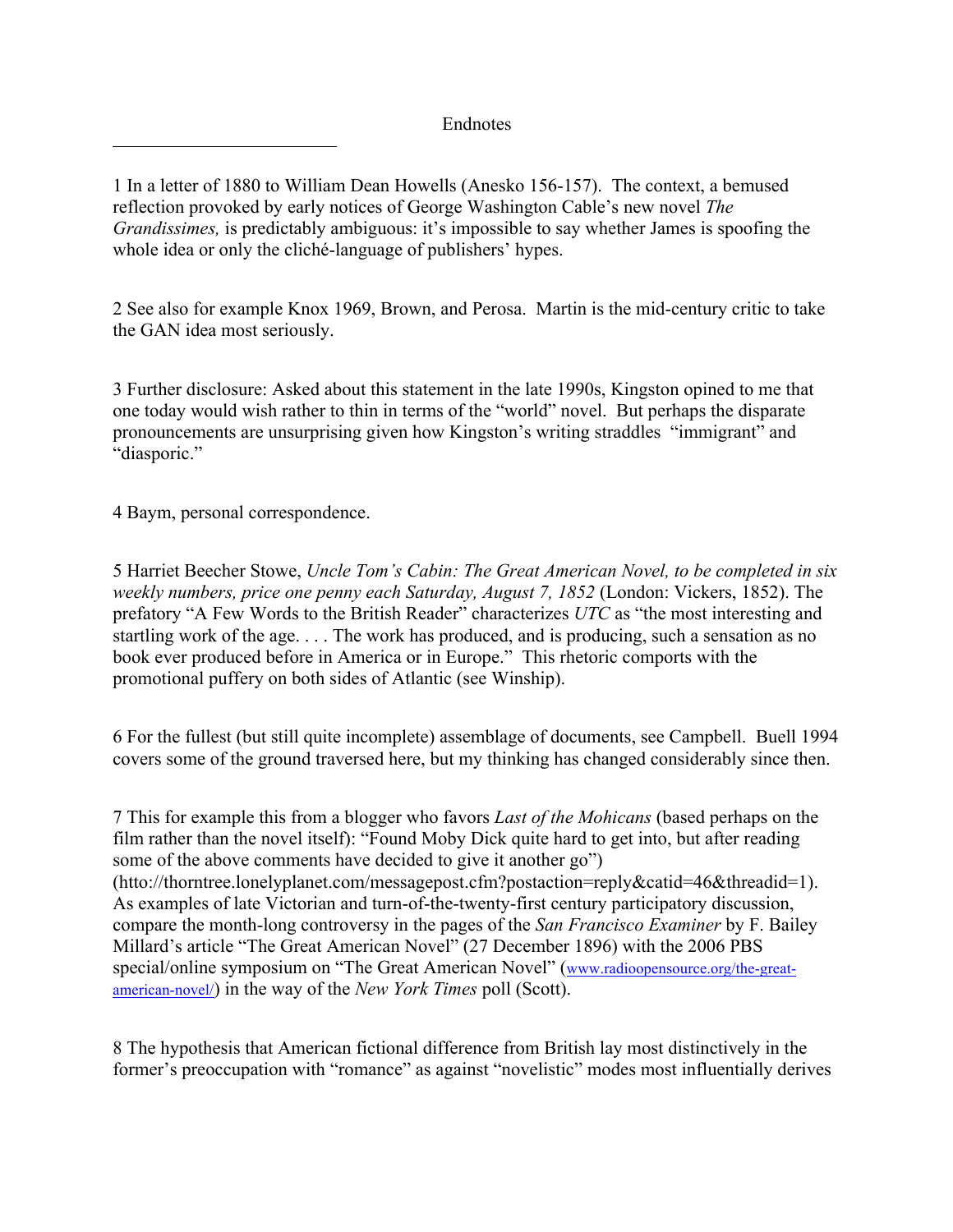# Endnotes

---

1 In a letter of 1880 to William Dean Howells (Anesko 156-157). The context, a bemused reflection provoked by early notices of George Washington Cable's new novel *The Grandissimes,* is predictably ambiguous: it's impossible to say whether James is spoofing the whole idea or only the cliché-language of publishers' hypes.

2 See also for example Knox 1969, Brown, and Perosa. Martin is the mid-century critic to take the GAN idea most seriously.

3 Further disclosure: Asked about this statement in the late 1990s, Kingston opined to me that one today would wish rather to thin in terms of the "world" novel. But perhaps the disparate pronouncements are unsurprising given how Kingston's writing straddles "immigrant" and "diasporic."

4 Baym, personal correspondence.

5 Harriet Beecher Stowe, *Uncle Tom's Cabin: The Great American Novel, to be completed in six weekly numbers, price one penny each Saturday, August 7, 1852* (London: Vickers, 1852). The prefatory "A Few Words to the British Reader" characterizes *UTC* as "the most interesting and startling work of the age. . . . The work has produced, and is producing, such a sensation as no book ever produced before in America or in Europe." This rhetoric comports with the promotional puffery on both sides of Atlantic (see Winship).

6 For the fullest (but still quite incomplete) assemblage of documents, see Campbell. Buell 1994 covers some of the ground traversed here, but my thinking has changed considerably since then.

7 This for example this from a blogger who favors *Last of the Mohicans* (based perhaps on the film rather than the novel itself): "Found Moby Dick quite hard to get into, but after reading some of the above comments have decided to give it another go") (htto://thorntree.lonelyplanet.com/messagepost.cfm?postaction=reply&catid=46&threadid=1). As examples of late Victorian and turn-of-the-twenty-first century participatory discussion, compare the month-long controversy in the pages of the *San Francisco Examiner* by F. Bailey Millard's article "The Great American Novel" (27 December 1896) with the 2006 PBS special/online symposium on "The Great American Novel" (www.radioopensource.org/the-great-american-novel/) in the way of the *New York Times* poll (Scott).

8 The hypothesis that American fictional difference from British lay most distinctively in the former's preoccupation with "romance" as against "novelistic" modes most influentially derives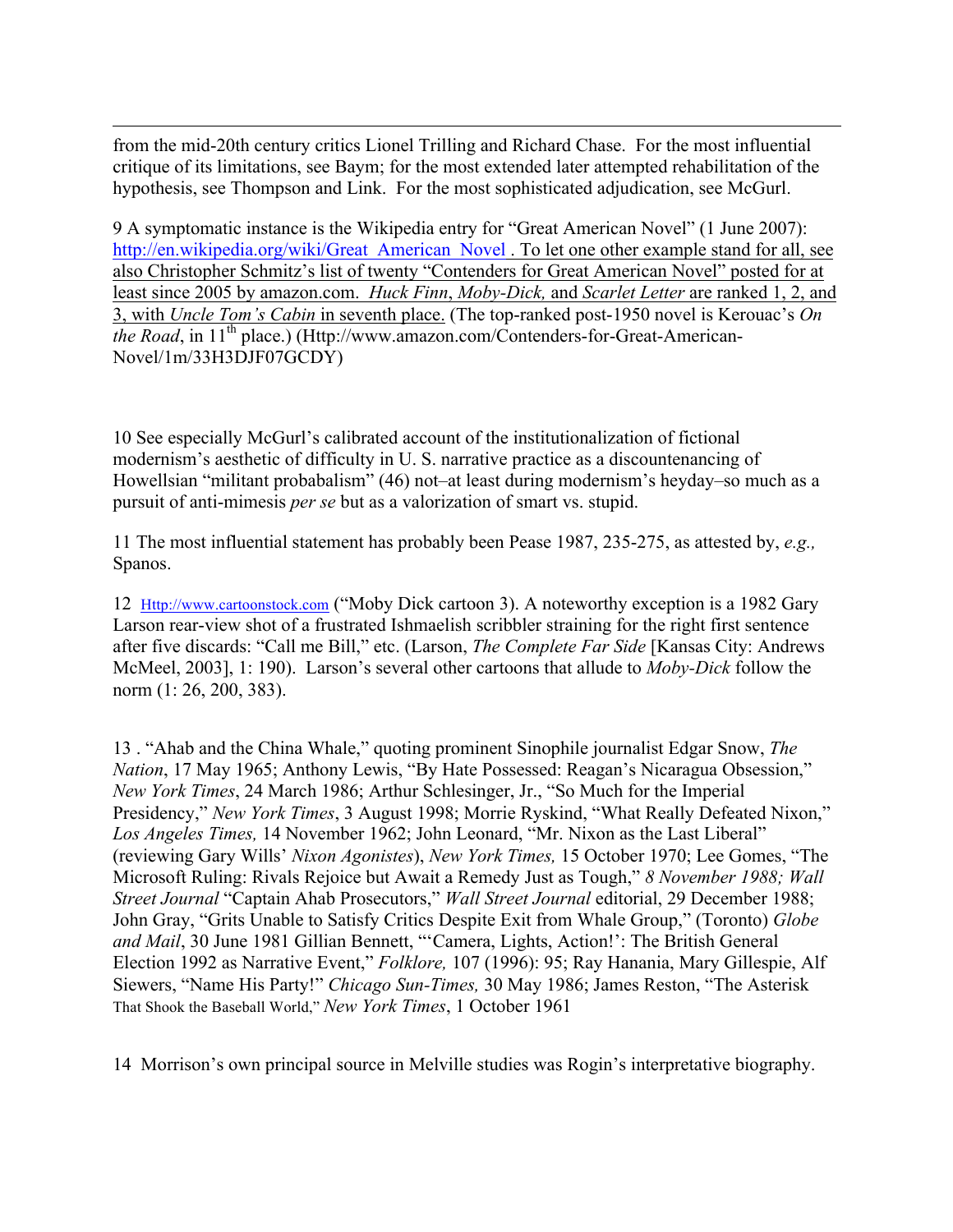from the mid-20th century critics Lionel Trilling and Richard Chase. For the most influential critique of its limitations, see Baym; for the most extended later attempted rehabilitation of the hypothesis, see Thompson and Link. For the most sophisticated adjudication, see McGurl.

9 A symptomatic instance is the Wikipedia entry for "Great American Novel" (1 June 2007): http://en.wikipedia.org/wiki/Great_American_Novel . To let one other example stand for all, see also Christopher Schmitz's list of twenty "Contenders for Great American Novel" posted for at least since 2005 by amazon.com. *Huck Finn*, *Moby-Dick,* and *Scarlet Letter* are ranked 1, 2, and 3, with *Uncle Tom's Cabin* in seventh place. (The top-ranked post-1950 novel is Kerouac's *On the Road*, in 11th place.) (Http://www.amazon.com/Contenders-for-Great-American-Novel/1m/33H3DJF07GCDY)

10 See especially McGurl's calibrated account of the institutionalization of fictional modernism's aesthetic of difficulty in U. S. narrative practice as a discountenancing of Howellsian "militant probabalism" (46) not–at least during modernism's heyday–so much as a pursuit of anti-mimesis *per se* but as a valorization of smart vs. stupid.

11 The most influential statement has probably been Pease 1987, 235-275, as attested by, *e.g.,* Spanos.

12 Http://www.cartoonstock.com ("Moby Dick cartoon 3). A noteworthy exception is a 1982 Gary Larson rear-view shot of a frustrated Ishmaelish scribbler straining for the right first sentence after five discards: "Call me Bill," etc. (Larson, *The Complete Far Side* [Kansas City: Andrews McMeel, 2003], 1: 190). Larson's several other cartoons that allude to *Moby-Dick* follow the norm (1: 26, 200, 383).

13 . "Ahab and the China Whale," quoting prominent Sinophile journalist Edgar Snow, *The Nation*, 17 May 1965; Anthony Lewis, "By Hate Possessed: Reagan's Nicaragua Obsession," *New York Times*, 24 March 1986; Arthur Schlesinger, Jr., "So Much for the Imperial Presidency," *New York Times*, 3 August 1998; Morrie Ryskind, "What Really Defeated Nixon," *Los Angeles Times,* 14 November 1962; John Leonard, "Mr. Nixon as the Last Liberal" (reviewing Gary Wills' *Nixon Agonistes*), *New York Times,* 15 October 1970; Lee Gomes, "The Microsoft Ruling: Rivals Rejoice but Await a Remedy Just as Tough," *8 November 1988; Wall Street Journal* "Captain Ahab Prosecutors," *Wall Street Journal* editorial, 29 December 1988; John Gray, "Grits Unable to Satisfy Critics Despite Exit from Whale Group," (Toronto) *Globe and Mail*, 30 June 1981 Gillian Bennett, "'Camera, Lights, Action!': The British General Election 1992 as Narrative Event," *Folklore,* 107 (1996): 95; Ray Hanania, Mary Gillespie, Alf Siewers, "Name His Party!" *Chicago Sun-Times,* 30 May 1986; James Reston, "The Asterisk That Shook the Baseball World," *New York Times*, 1 October 1961

14 Morrison's own principal source in Melville studies was Rogin's interpretative biography.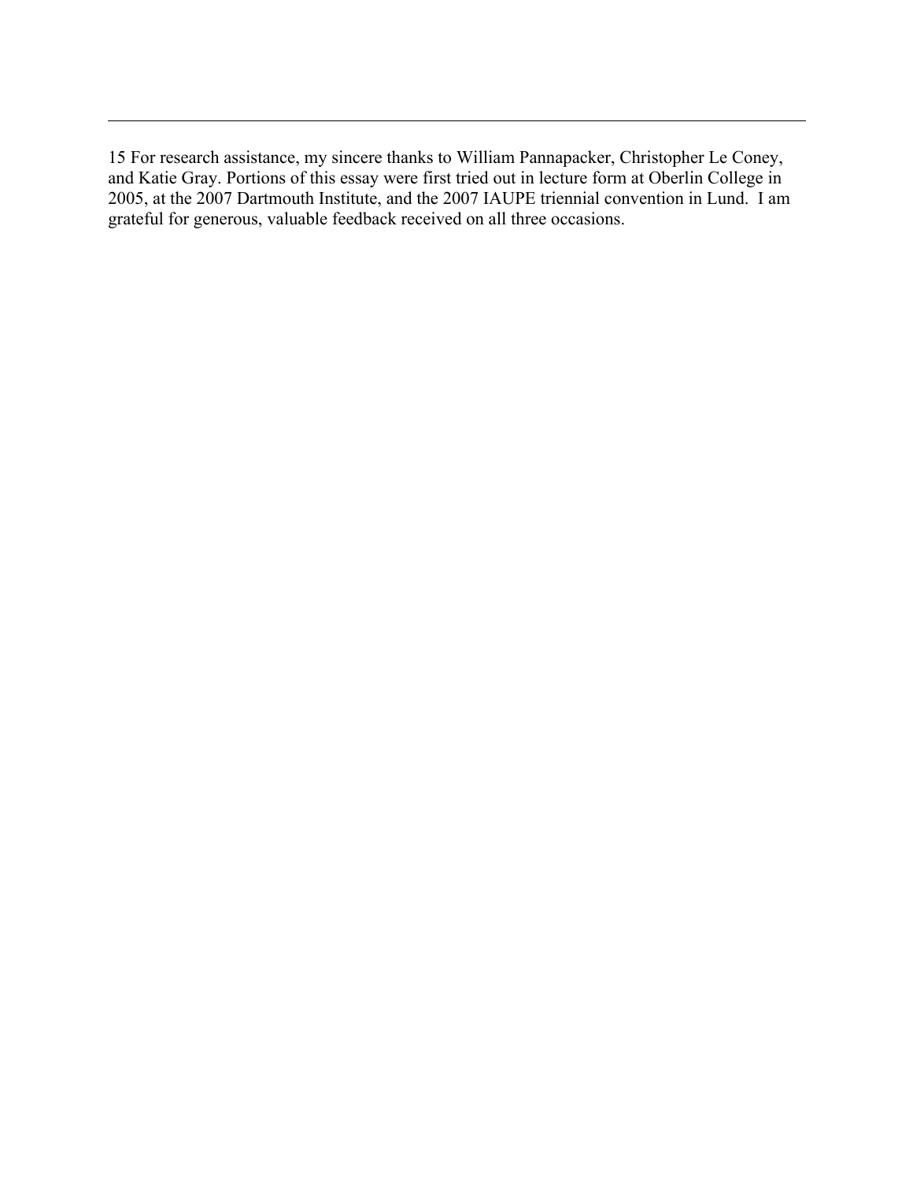15 For research assistance, my sincere thanks to William Pannapacker, Christopher Le Coney, and Katie Gray. Portions of this essay were first tried out in lecture form at Oberlin College in 2005, at the 2007 Dartmouth Institute, and the 2007 IAUPE triennial convention in Lund. I am grateful for generous, valuable feedback received on all three occasions.